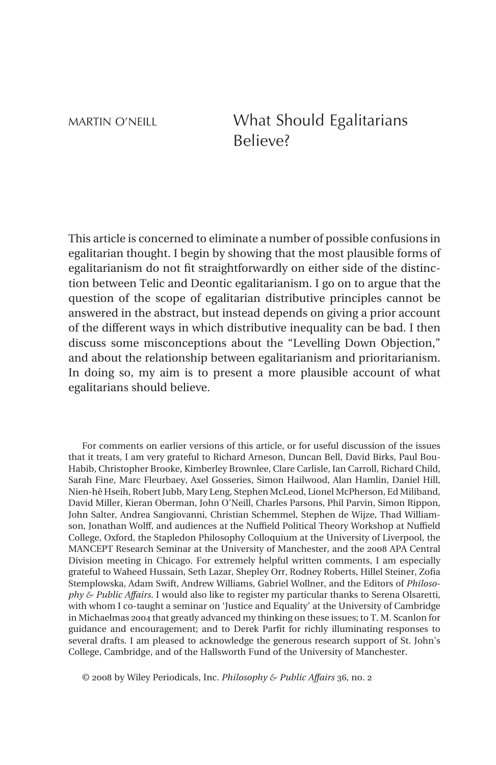MARTIN O'NEILL

# What Should Egalitarians Believe?

This article is concerned to eliminate a number of possible confusions in egalitarian thought. I begin by showing that the most plausible forms of egalitarianism do not fit straightforwardly on either side of the distinction between Telic and Deontic egalitarianism. I go on to argue that the question of the scope of egalitarian distributive principles cannot be answered in the abstract, but instead depends on giving a prior account of the different ways in which distributive inequality can be bad. I then discuss some misconceptions about the "Levelling Down Objection," and about the relationship between egalitarianism and prioritarianism. In doing so, my aim is to present a more plausible account of what egalitarians should believe.

For comments on earlier versions of this article, or for useful discussion of the issues that it treats, I am very grateful to Richard Arneson, Duncan Bell, David Birks, Paul Bou-Habib, Christopher Brooke, Kimberley Brownlee, Clare Carlisle, Ian Carroll, Richard Child, Sarah Fine, Marc Fleurbaey, Axel Gosseries, Simon Hailwood, Alan Hamlin, Daniel Hill, Nien-hê Hseih, Robert Jubb, Mary Leng, Stephen McLeod, Lionel McPherson, Ed Miliband, David Miller, Kieran Oberman, John O'Neill, Charles Parsons, Phil Parvin, Simon Rippon, John Salter, Andrea Sangiovanni, Christian Schemmel, Stephen de Wijze, Thad Williamson, Jonathan Wolff, and audiences at the Nuffield Political Theory Workshop at Nuffield College, Oxford, the Stapledon Philosophy Colloquium at the University of Liverpool, the MANCEPT Research Seminar at the University of Manchester, and the 2008 APA Central Division meeting in Chicago. For extremely helpful written comments, I am especially grateful to Waheed Hussain, Seth Lazar, Shepley Orr, Rodney Roberts, Hillel Steiner, Zofia Stemplowska, Adam Swift, Andrew Williams, Gabriel Wollner, and the Editors of *Philosophy & Public Affairs*. I would also like to register my particular thanks to Serena Olsaretti, with whom I co-taught a seminar on 'Justice and Equality' at the University of Cambridge in Michaelmas 2004 that greatly advanced my thinking on these issues; to T. M. Scanlon for guidance and encouragement; and to Derek Parfit for richly illuminating responses to several drafts. I am pleased to acknowledge the generous research support of St. John's College, Cambridge, and of the Hallsworth Fund of the University of Manchester.

© 2008 by Wiley Periodicals, Inc. *Philosophy & Public Affairs* 36, no. 2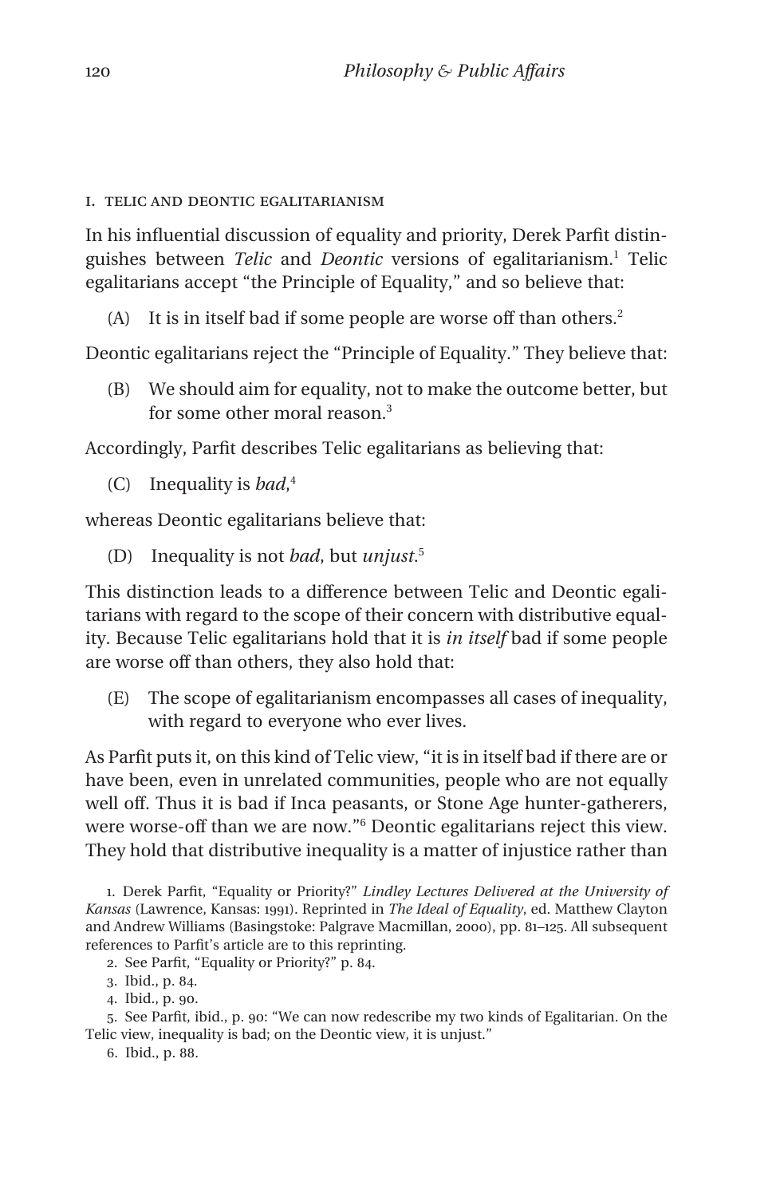## I. TELIC AND DEONTIC EGALITARIANISM

In his influential discussion of equality and priority, Derek Parfit distinguishes between *Telic* and *Deontic* versions of egalitarianism.[1] Telic egalitarians accept "the Principle of Equality," and so believe that:

(A) It is in itself bad if some people are worse off than others.[2]

Deontic egalitarians reject the "Principle of Equality." They believe that:

(B) We should aim for equality, not to make the outcome better, but for some other moral reason.[3]

Accordingly, Parfit describes Telic egalitarians as believing that:

(C) Inequality is *bad*,[4]

whereas Deontic egalitarians believe that:

(D) Inequality is not *bad*, but *unjust*.[5]

This distinction leads to a difference between Telic and Deontic egalitarians with regard to the scope of their concern with distributive equality. Because Telic egalitarians hold that it is *in itself* bad if some people are worse off than others, they also hold that:

(E) The scope of egalitarianism encompasses all cases of inequality, with regard to everyone who ever lives.

As Parfit puts it, on this kind of Telic view, "it is in itself bad if there are or have been, even in unrelated communities, people who are not equally well off. Thus it is bad if Inca peasants, or Stone Age hunter-gatherers, were worse-off than we are now."[6] Deontic egalitarians reject this view. They hold that distributive inequality is a matter of injustice rather than

1. Derek Parfit, "Equality or Priority?" *Lindley Lectures Delivered at the University of Kansas* (Lawrence, Kansas: 1991). Reprinted in *The Ideal of Equality*, ed. Matthew Clayton and Andrew Williams (Basingstoke: Palgrave Macmillan, 2000), pp. 81–125. All subsequent references to Parfit's article are to this reprinting.

2. See Parfit, "Equality or Priority?" p. 84.

3. Ibid., p. 84.

4. Ibid., p. 90.

5. See Parfit, ibid., p. 90: "We can now redescribe my two kinds of Egalitarian. On the Telic view, inequality is bad; on the Deontic view, it is unjust."

6. Ibid., p. 88.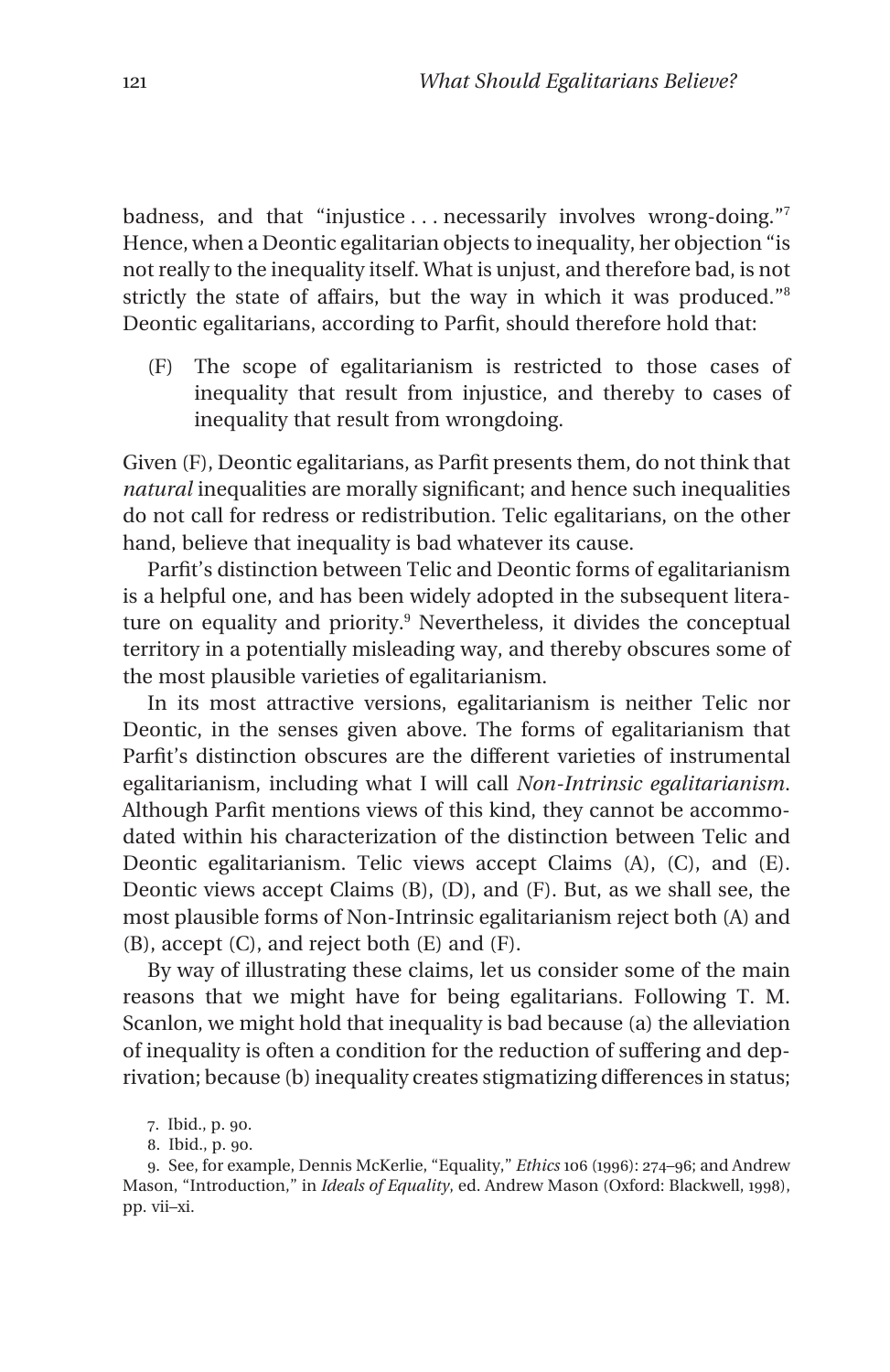badness, and that "injustice . . . necessarily involves wrong-doing."[7] Hence, when a Deontic egalitarian objects to inequality, her objection "is not really to the inequality itself. What is unjust, and therefore bad, is not strictly the state of affairs, but the way in which it was produced."[8] Deontic egalitarians, according to Parfit, should therefore hold that:

> (F) The scope of egalitarianism is restricted to those cases of inequality that result from injustice, and thereby to cases of inequality that result from wrongdoing.

Given (F), Deontic egalitarians, as Parfit presents them, do not think that *natural* inequalities are morally significant; and hence such inequalities do not call for redress or redistribution. Telic egalitarians, on the other hand, believe that inequality is bad whatever its cause.

Parfit's distinction between Telic and Deontic forms of egalitarianism is a helpful one, and has been widely adopted in the subsequent literature on equality and priority.[9] Nevertheless, it divides the conceptual territory in a potentially misleading way, and thereby obscures some of the most plausible varieties of egalitarianism.

In its most attractive versions, egalitarianism is neither Telic nor Deontic, in the senses given above. The forms of egalitarianism that Parfit's distinction obscures are the different varieties of instrumental egalitarianism, including what I will call *Non-Intrinsic egalitarianism*. Although Parfit mentions views of this kind, they cannot be accommodated within his characterization of the distinction between Telic and Deontic egalitarianism. Telic views accept Claims (A), (C), and (E). Deontic views accept Claims (B), (D), and (F). But, as we shall see, the most plausible forms of Non-Intrinsic egalitarianism reject both (A) and (B), accept (C), and reject both (E) and (F).

By way of illustrating these claims, let us consider some of the main reasons that we might have for being egalitarians. Following T. M. Scanlon, we might hold that inequality is bad because (a) the alleviation of inequality is often a condition for the reduction of suffering and deprivation; because (b) inequality creates stigmatizing differences in status;

7. Ibid., p. 90.

8. Ibid., p. 90.

9. See, for example, Dennis McKerlie, "Equality," *Ethics* 106 (1996): 274–96; and Andrew Mason, "Introduction," in *Ideals of Equality*, ed. Andrew Mason (Oxford: Blackwell, 1998), pp. vii–xi.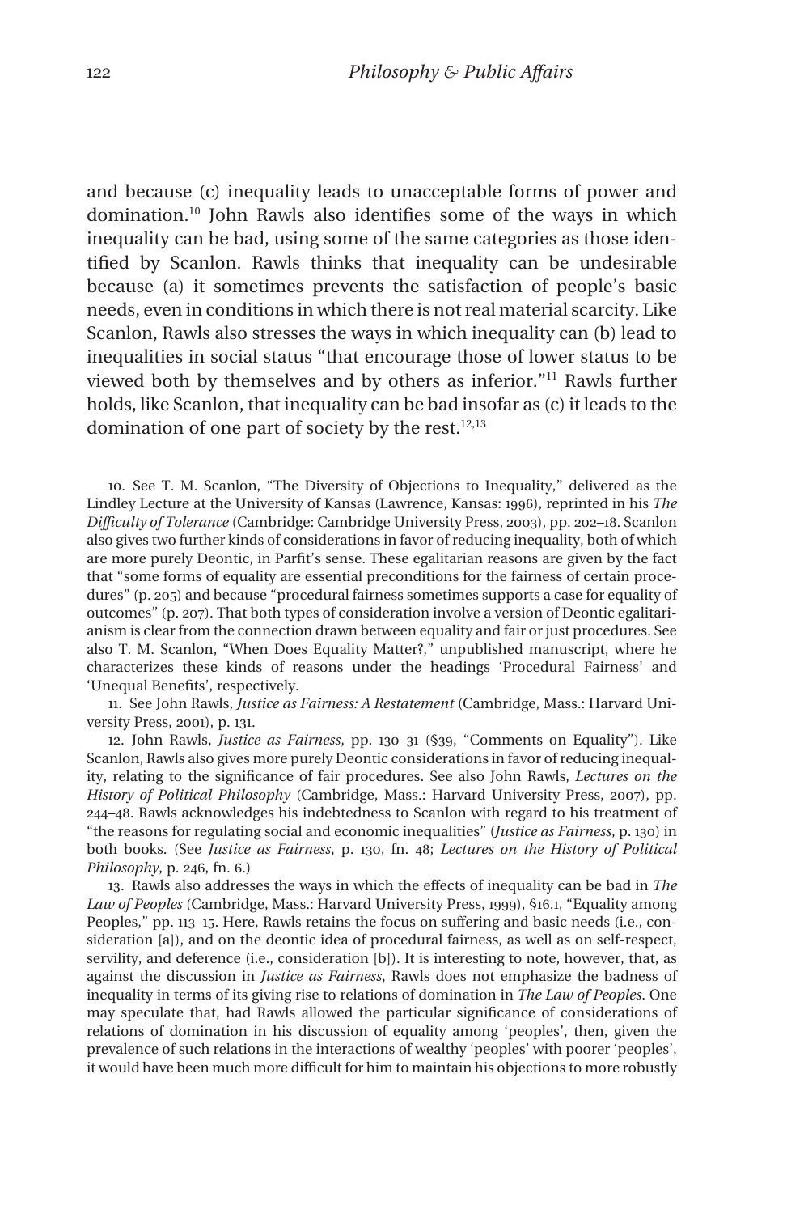and because (c) inequality leads to unacceptable forms of power and domination.[10] John Rawls also identifies some of the ways in which inequality can be bad, using some of the same categories as those identified by Scanlon. Rawls thinks that inequality can be undesirable because (a) it sometimes prevents the satisfaction of people's basic needs, even in conditions in which there is not real material scarcity. Like Scanlon, Rawls also stresses the ways in which inequality can (b) lead to inequalities in social status "that encourage those of lower status to be viewed both by themselves and by others as inferior."[11] Rawls further holds, like Scanlon, that inequality can be bad insofar as (c) it leads to the domination of one part of society by the rest.[12,13]

10. See T. M. Scanlon, "The Diversity of Objections to Inequality," delivered as the Lindley Lecture at the University of Kansas (Lawrence, Kansas: 1996), reprinted in his *The Difficulty of Tolerance* (Cambridge: Cambridge University Press, 2003), pp. 202–18. Scanlon also gives two further kinds of considerations in favor of reducing inequality, both of which are more purely Deontic, in Parfit's sense. These egalitarian reasons are given by the fact that "some forms of equality are essential preconditions for the fairness of certain procedures" (p. 205) and because "procedural fairness sometimes supports a case for equality of outcomes" (p. 207). That both types of consideration involve a version of Deontic egalitarianism is clear from the connection drawn between equality and fair or just procedures. See also T. M. Scanlon, "When Does Equality Matter?," unpublished manuscript, where he characterizes these kinds of reasons under the headings 'Procedural Fairness' and 'Unequal Benefits', respectively.

11. See John Rawls, *Justice as Fairness: A Restatement* (Cambridge, Mass.: Harvard University Press, 2001), p. 131.

12. John Rawls, *Justice as Fairness*, pp. 130–31 (§39, "Comments on Equality"). Like Scanlon, Rawls also gives more purely Deontic considerations in favor of reducing inequality, relating to the significance of fair procedures. See also John Rawls, *Lectures on the History of Political Philosophy* (Cambridge, Mass.: Harvard University Press, 2007), pp. 244–48. Rawls acknowledges his indebtedness to Scanlon with regard to his treatment of "the reasons for regulating social and economic inequalities" (*Justice as Fairness*, p. 130) in both books. (See *Justice as Fairness*, p. 130, fn. 48; *Lectures on the History of Political Philosophy*, p. 246, fn. 6.)

13. Rawls also addresses the ways in which the effects of inequality can be bad in *The Law of Peoples* (Cambridge, Mass.: Harvard University Press, 1999), §16.1, "Equality among Peoples," pp. 113–15. Here, Rawls retains the focus on suffering and basic needs (i.e., consideration [a]), and on the deontic idea of procedural fairness, as well as on self-respect, servility, and deference (i.e., consideration [b]). It is interesting to note, however, that, as against the discussion in *Justice as Fairness*, Rawls does not emphasize the badness of inequality in terms of its giving rise to relations of domination in *The Law of Peoples*. One may speculate that, had Rawls allowed the particular significance of considerations of relations of domination in his discussion of equality among 'peoples', then, given the prevalence of such relations in the interactions of wealthy 'peoples' with poorer 'peoples', it would have been much more difficult for him to maintain his objections to more robustly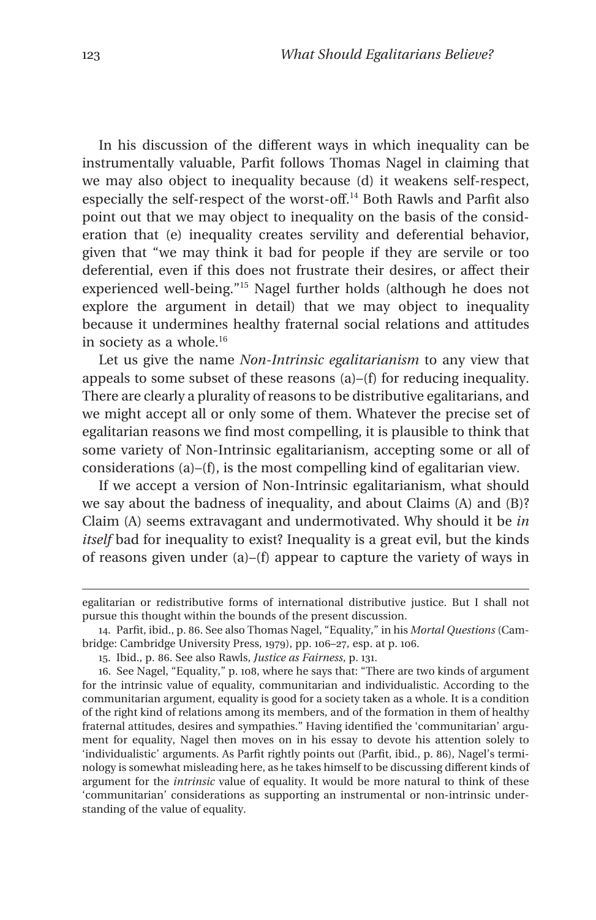In his discussion of the different ways in which inequality can be instrumentally valuable, Parfit follows Thomas Nagel in claiming that we may also object to inequality because (d) it weakens self-respect, especially the self-respect of the worst-off.[14] Both Rawls and Parfit also point out that we may object to inequality on the basis of the consideration that (e) inequality creates servility and deferential behavior, given that "we may think it bad for people if they are servile or too deferential, even if this does not frustrate their desires, or affect their experienced well-being."[15] Nagel further holds (although he does not explore the argument in detail) that we may object to inequality because it undermines healthy fraternal social relations and attitudes in society as a whole.[16]

Let us give the name *Non-Intrinsic egalitarianism* to any view that appeals to some subset of these reasons (a)–(f) for reducing inequality. There are clearly a plurality of reasons to be distributive egalitarians, and we might accept all or only some of them. Whatever the precise set of egalitarian reasons we find most compelling, it is plausible to think that some variety of Non-Intrinsic egalitarianism, accepting some or all of considerations (a)–(f), is the most compelling kind of egalitarian view.

If we accept a version of Non-Intrinsic egalitarianism, what should we say about the badness of inequality, and about Claims (A) and (B)? Claim (A) seems extravagant and undermotivated. Why should it be *in itself* bad for inequality to exist? Inequality is a great evil, but the kinds of reasons given under (a)–(f) appear to capture the variety of ways in

---

egalitarian or redistributive forms of international distributive justice. But I shall not pursue this thought within the bounds of the present discussion.

14. Parfit, ibid., p. 86. See also Thomas Nagel, "Equality," in his *Mortal Questions* (Cambridge: Cambridge University Press, 1979), pp. 106–27, esp. at p. 106.

15. Ibid., p. 86. See also Rawls, *Justice as Fairness*, p. 131.

16. See Nagel, "Equality," p. 108, where he says that: "There are two kinds of argument for the intrinsic value of equality, communitarian and individualistic. According to the communitarian argument, equality is good for a society taken as a whole. It is a condition of the right kind of relations among its members, and of the formation in them of healthy fraternal attitudes, desires and sympathies." Having identified the 'communitarian' argument for equality, Nagel then moves on in his essay to devote his attention solely to 'individualistic' arguments. As Parfit rightly points out (Parfit, ibid., p. 86), Nagel's terminology is somewhat misleading here, as he takes himself to be discussing different kinds of argument for the *intrinsic* value of equality. It would be more natural to think of these 'communitarian' considerations as supporting an instrumental or non-intrinsic understanding of the value of equality.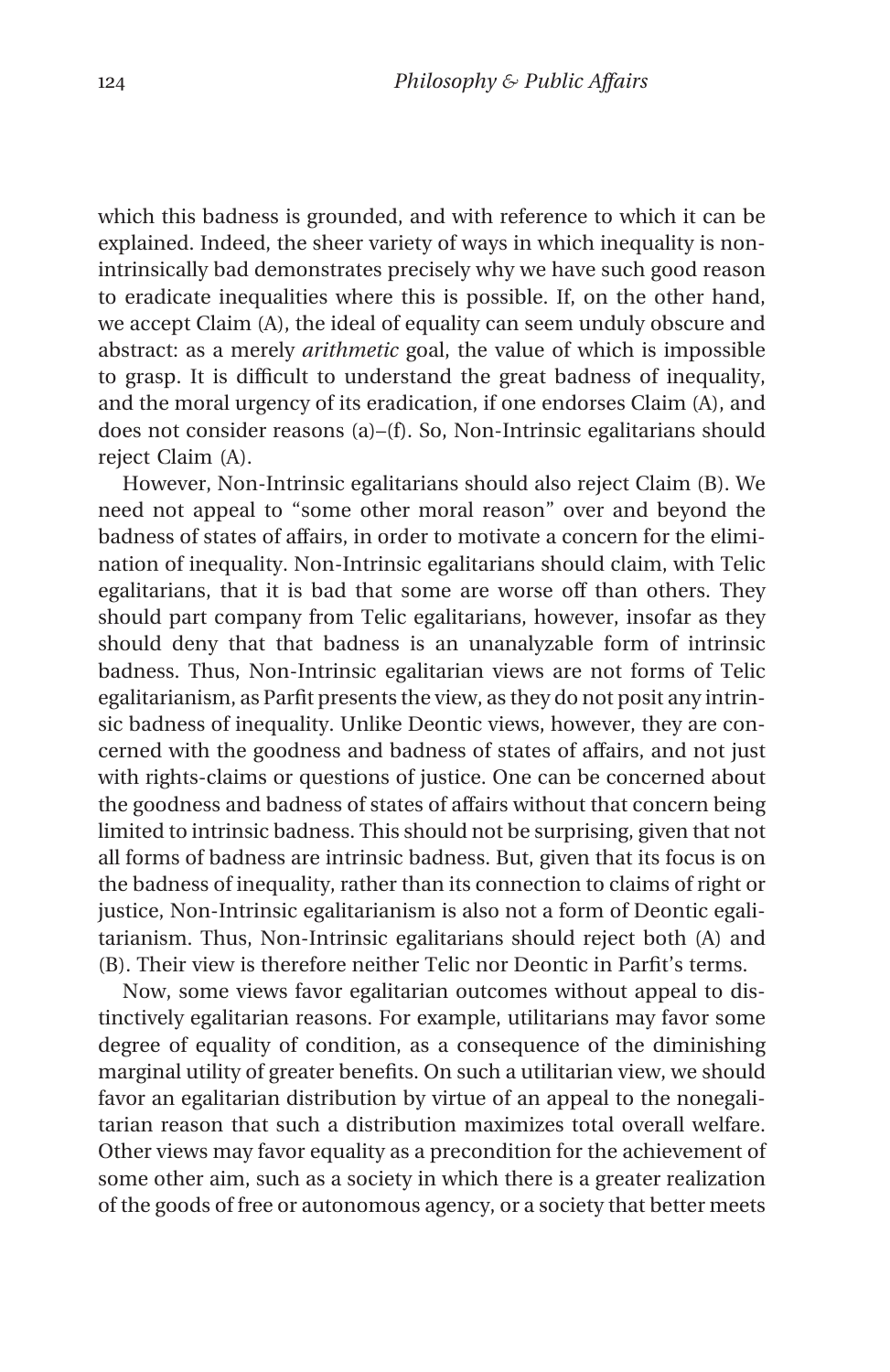which this badness is grounded, and with reference to which it can be explained. Indeed, the sheer variety of ways in which inequality is non-intrinsically bad demonstrates precisely why we have such good reason to eradicate inequalities where this is possible. If, on the other hand, we accept Claim (A), the ideal of equality can seem unduly obscure and abstract: as a merely *arithmetic* goal, the value of which is impossible to grasp. It is difficult to understand the great badness of inequality, and the moral urgency of its eradication, if one endorses Claim (A), and does not consider reasons (a)–(f). So, Non-Intrinsic egalitarians should reject Claim (A).

However, Non-Intrinsic egalitarians should also reject Claim (B). We need not appeal to "some other moral reason" over and beyond the badness of states of affairs, in order to motivate a concern for the elimination of inequality. Non-Intrinsic egalitarians should claim, with Telic egalitarians, that it is bad that some are worse off than others. They should part company from Telic egalitarians, however, insofar as they should deny that that badness is an unanalyzable form of intrinsic badness. Thus, Non-Intrinsic egalitarian views are not forms of Telic egalitarianism, as Parfit presents the view, as they do not posit any intrinsic badness of inequality. Unlike Deontic views, however, they are concerned with the goodness and badness of states of affairs, and not just with rights-claims or questions of justice. One can be concerned about the goodness and badness of states of affairs without that concern being limited to intrinsic badness. This should not be surprising, given that not all forms of badness are intrinsic badness. But, given that its focus is on the badness of inequality, rather than its connection to claims of right or justice, Non-Intrinsic egalitarianism is also not a form of Deontic egalitarianism. Thus, Non-Intrinsic egalitarians should reject both (A) and (B). Their view is therefore neither Telic nor Deontic in Parfit's terms.

Now, some views favor egalitarian outcomes without appeal to distinctively egalitarian reasons. For example, utilitarians may favor some degree of equality of condition, as a consequence of the diminishing marginal utility of greater benefits. On such a utilitarian view, we should favor an egalitarian distribution by virtue of an appeal to the nonegalitarian reason that such a distribution maximizes total overall welfare. Other views may favor equality as a precondition for the achievement of some other aim, such as a society in which there is a greater realization of the goods of free or autonomous agency, or a society that better meets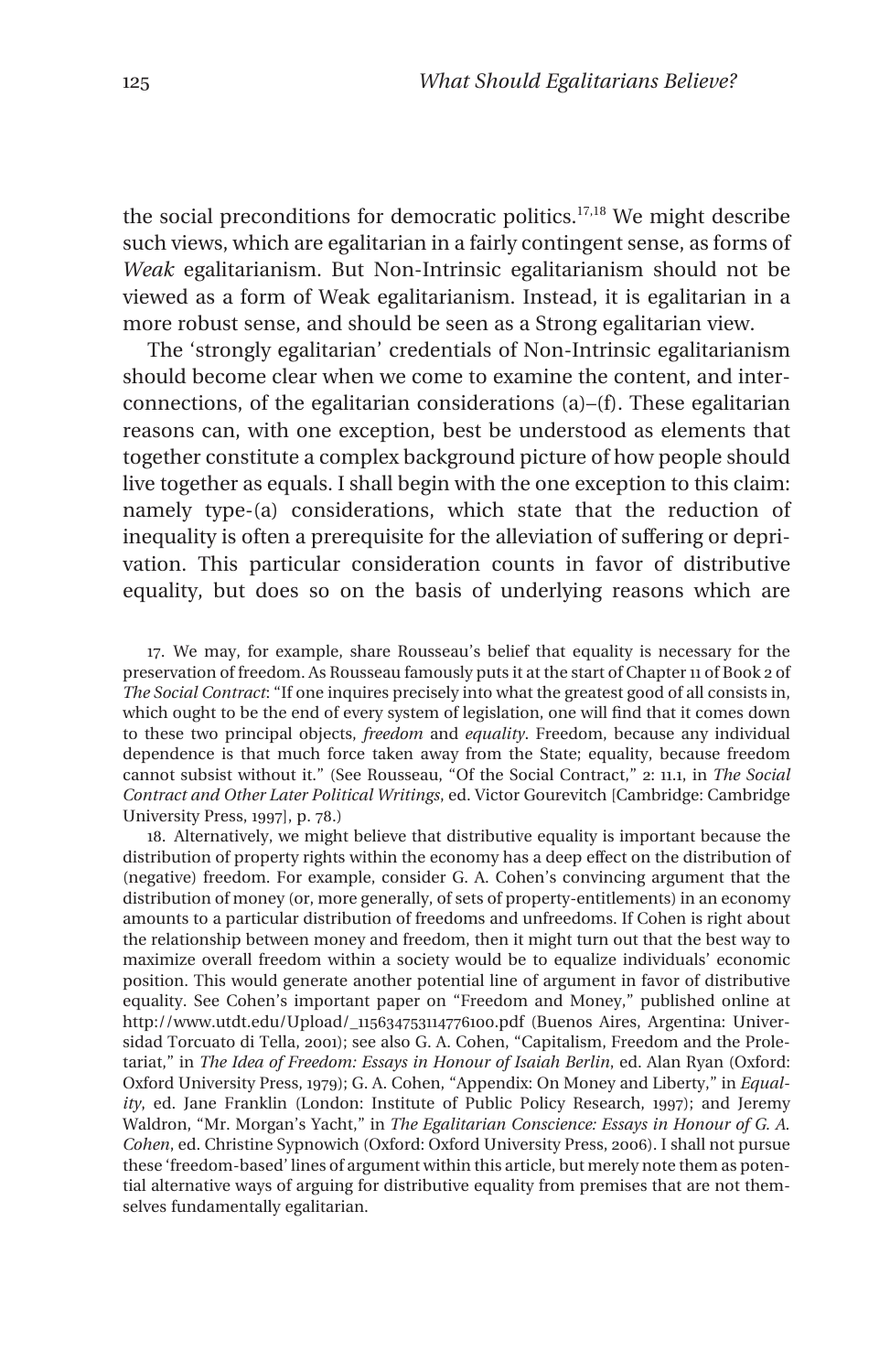the social preconditions for democratic politics.[17,18] We might describe such views, which are egalitarian in a fairly contingent sense, as forms of *Weak* egalitarianism. But Non-Intrinsic egalitarianism should not be viewed as a form of Weak egalitarianism. Instead, it is egalitarian in a more robust sense, and should be seen as a Strong egalitarian view.

The 'strongly egalitarian' credentials of Non-Intrinsic egalitarianism should become clear when we come to examine the content, and interconnections, of the egalitarian considerations (a)–(f). These egalitarian reasons can, with one exception, best be understood as elements that together constitute a complex background picture of how people should live together as equals. I shall begin with the one exception to this claim: namely type-(a) considerations, which state that the reduction of inequality is often a prerequisite for the alleviation of suffering or deprivation. This particular consideration counts in favor of distributive equality, but does so on the basis of underlying reasons which are

17. We may, for example, share Rousseau's belief that equality is necessary for the preservation of freedom. As Rousseau famously puts it at the start of Chapter 11 of Book 2 of *The Social Contract*: "If one inquires precisely into what the greatest good of all consists in, which ought to be the end of every system of legislation, one will find that it comes down to these two principal objects, *freedom* and *equality*. Freedom, because any individual dependence is that much force taken away from the State; equality, because freedom cannot subsist without it." (See Rousseau, "Of the Social Contract," 2: 11.1, in *The Social Contract and Other Later Political Writings*, ed. Victor Gourevitch [Cambridge: Cambridge University Press, 1997], p. 78.)

18. Alternatively, we might believe that distributive equality is important because the distribution of property rights within the economy has a deep effect on the distribution of (negative) freedom. For example, consider G. A. Cohen's convincing argument that the distribution of money (or, more generally, of sets of property-entitlements) in an economy amounts to a particular distribution of freedoms and unfreedoms. If Cohen is right about the relationship between money and freedom, then it might turn out that the best way to maximize overall freedom within a society would be to equalize individuals' economic position. This would generate another potential line of argument in favor of distributive equality. See Cohen's important paper on "Freedom and Money," published online at http://www.utdt.edu/Upload/_115634753114776100.pdf (Buenos Aires, Argentina: Universidad Torcuato di Tella, 2001); see also G. A. Cohen, "Capitalism, Freedom and the Proletariat," in *The Idea of Freedom: Essays in Honour of Isaiah Berlin*, ed. Alan Ryan (Oxford: Oxford University Press, 1979); G. A. Cohen, "Appendix: On Money and Liberty," in *Equality*, ed. Jane Franklin (London: Institute of Public Policy Research, 1997); and Jeremy Waldron, "Mr. Morgan's Yacht," in *The Egalitarian Conscience: Essays in Honour of G. A. Cohen*, ed. Christine Sypnowich (Oxford: Oxford University Press, 2006). I shall not pursue these 'freedom-based' lines of argument within this article, but merely note them as potential alternative ways of arguing for distributive equality from premises that are not themselves fundamentally egalitarian.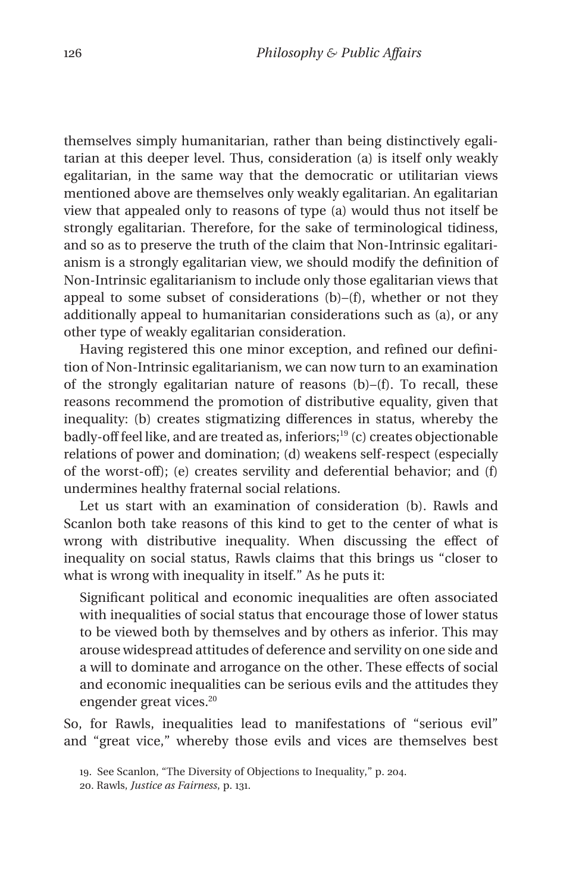themselves simply humanitarian, rather than being distinctively egalitarian at this deeper level. Thus, consideration (a) is itself only weakly egalitarian, in the same way that the democratic or utilitarian views mentioned above are themselves only weakly egalitarian. An egalitarian view that appealed only to reasons of type (a) would thus not itself be strongly egalitarian. Therefore, for the sake of terminological tidiness, and so as to preserve the truth of the claim that Non-Intrinsic egalitarianism is a strongly egalitarian view, we should modify the definition of Non-Intrinsic egalitarianism to include only those egalitarian views that appeal to some subset of considerations (b)–(f), whether or not they additionally appeal to humanitarian considerations such as (a), or any other type of weakly egalitarian consideration.

Having registered this one minor exception, and refined our definition of Non-Intrinsic egalitarianism, we can now turn to an examination of the strongly egalitarian nature of reasons (b)–(f). To recall, these reasons recommend the promotion of distributive equality, given that inequality: (b) creates stigmatizing differences in status, whereby the badly-off feel like, and are treated as, inferiors;[19] (c) creates objectionable relations of power and domination; (d) weakens self-respect (especially of the worst-off); (e) creates servility and deferential behavior; and (f) undermines healthy fraternal social relations.

Let us start with an examination of consideration (b). Rawls and Scanlon both take reasons of this kind to get to the center of what is wrong with distributive inequality. When discussing the effect of inequality on social status, Rawls claims that this brings us "closer to what is wrong with inequality in itself." As he puts it:

> Significant political and economic inequalities are often associated with inequalities of social status that encourage those of lower status to be viewed both by themselves and by others as inferior. This may arouse widespread attitudes of deference and servility on one side and a will to dominate and arrogance on the other. These effects of social and economic inequalities can be serious evils and the attitudes they engender great vices.[20]

So, for Rawls, inequalities lead to manifestations of "serious evil" and "great vice," whereby those evils and vices are themselves best

19. See Scanlon, "The Diversity of Objections to Inequality," p. 204.

20. Rawls, *Justice as Fairness*, p. 131.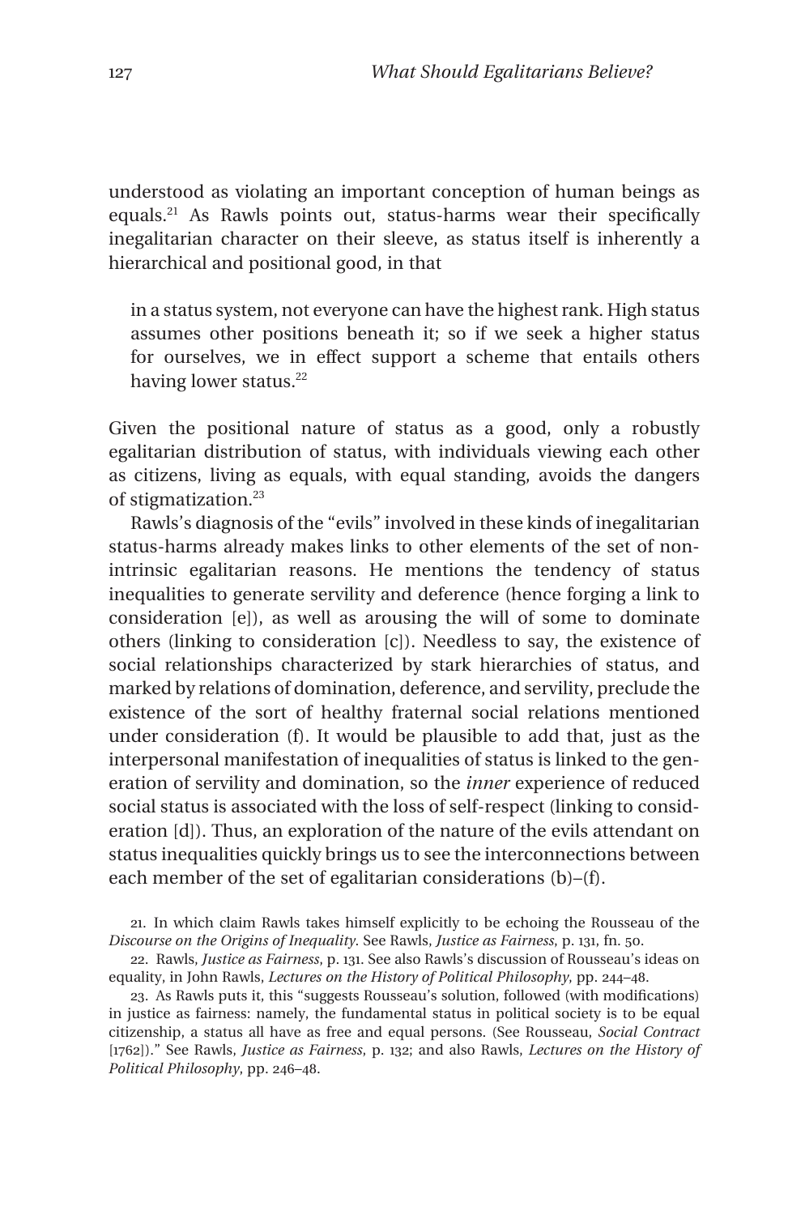understood as violating an important conception of human beings as equals.[21] As Rawls points out, status-harms wear their specifically inegalitarian character on their sleeve, as status itself is inherently a hierarchical and positional good, in that

> in a status system, not everyone can have the highest rank. High status assumes other positions beneath it; so if we seek a higher status for ourselves, we in effect support a scheme that entails others having lower status.[22]

Given the positional nature of status as a good, only a robustly egalitarian distribution of status, with individuals viewing each other as citizens, living as equals, with equal standing, avoids the dangers of stigmatization.[23]

Rawls's diagnosis of the "evils" involved in these kinds of inegalitarian status-harms already makes links to other elements of the set of non-intrinsic egalitarian reasons. He mentions the tendency of status inequalities to generate servility and deference (hence forging a link to consideration [e]), as well as arousing the will of some to dominate others (linking to consideration [c]). Needless to say, the existence of social relationships characterized by stark hierarchies of status, and marked by relations of domination, deference, and servility, preclude the existence of the sort of healthy fraternal social relations mentioned under consideration (f). It would be plausible to add that, just as the interpersonal manifestation of inequalities of status is linked to the generation of servility and domination, so the *inner* experience of reduced social status is associated with the loss of self-respect (linking to consideration [d]). Thus, an exploration of the nature of the evils attendant on status inequalities quickly brings us to see the interconnections between each member of the set of egalitarian considerations (b)–(f).

21. In which claim Rawls takes himself explicitly to be echoing the Rousseau of the *Discourse on the Origins of Inequality*. See Rawls, *Justice as Fairness*, p. 131, fn. 50.

22. Rawls, *Justice as Fairness*, p. 131. See also Rawls's discussion of Rousseau's ideas on equality, in John Rawls, *Lectures on the History of Political Philosophy*, pp. 244–48.

23. As Rawls puts it, this "suggests Rousseau's solution, followed (with modifications) in justice as fairness: namely, the fundamental status in political society is to be equal citizenship, a status all have as free and equal persons. (See Rousseau, *Social Contract* [1762])." See Rawls, *Justice as Fairness*, p. 132; and also Rawls, *Lectures on the History of Political Philosophy*, pp. 246–48.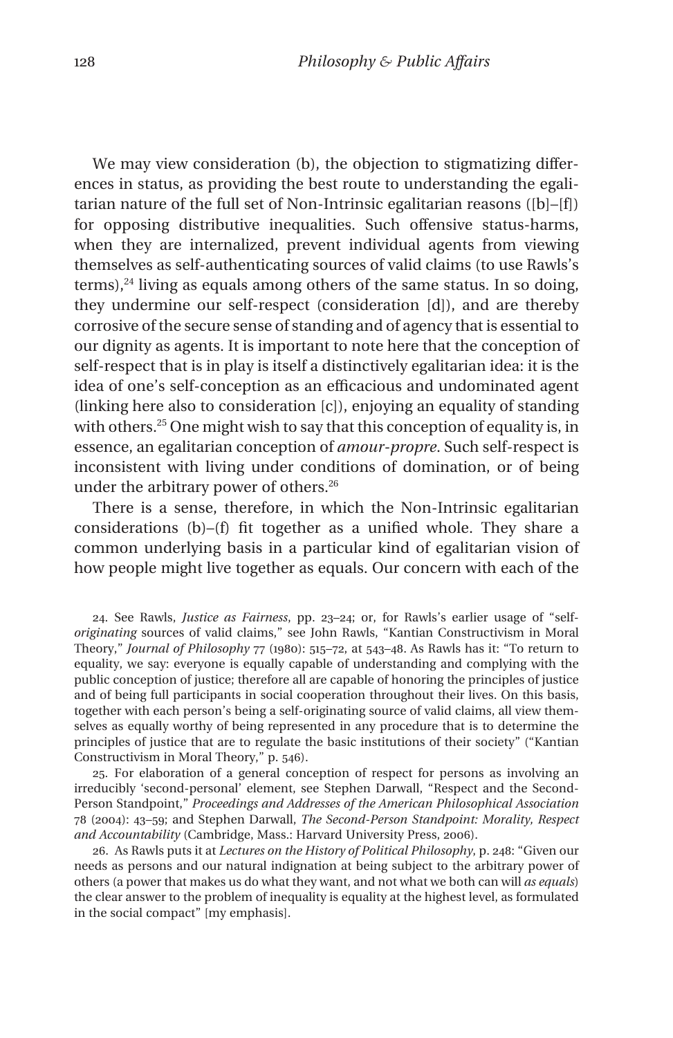We may view consideration (b), the objection to stigmatizing differences in status, as providing the best route to understanding the egalitarian nature of the full set of Non-Intrinsic egalitarian reasons ([b]–[f]) for opposing distributive inequalities. Such offensive status-harms, when they are internalized, prevent individual agents from viewing themselves as self-authenticating sources of valid claims (to use Rawls's terms),[24] living as equals among others of the same status. In so doing, they undermine our self-respect (consideration [d]), and are thereby corrosive of the secure sense of standing and of agency that is essential to our dignity as agents. It is important to note here that the conception of self-respect that is in play is itself a distinctively egalitarian idea: it is the idea of one's self-conception as an efficacious and undominated agent (linking here also to consideration [c]), enjoying an equality of standing with others.[25] One might wish to say that this conception of equality is, in essence, an egalitarian conception of *amour-propre*. Such self-respect is inconsistent with living under conditions of domination, or of being under the arbitrary power of others.[26]

There is a sense, therefore, in which the Non-Intrinsic egalitarian considerations (b)–(f) fit together as a unified whole. They share a common underlying basis in a particular kind of egalitarian vision of how people might live together as equals. Our concern with each of the

24. See Rawls, *Justice as Fairness*, pp. 23–24; or, for Rawls's earlier usage of "self-*originating* sources of valid claims," see John Rawls, "Kantian Constructivism in Moral Theory," *Journal of Philosophy* 77 (1980): 515–72, at 543–48. As Rawls has it: "To return to equality, we say: everyone is equally capable of understanding and complying with the public conception of justice; therefore all are capable of honoring the principles of justice and of being full participants in social cooperation throughout their lives. On this basis, together with each person's being a self-originating source of valid claims, all view themselves as equally worthy of being represented in any procedure that is to determine the principles of justice that are to regulate the basic institutions of their society" ("Kantian Constructivism in Moral Theory," p. 546).

25. For elaboration of a general conception of respect for persons as involving an irreducibly 'second-personal' element, see Stephen Darwall, "Respect and the Second-Person Standpoint," *Proceedings and Addresses of the American Philosophical Association* 78 (2004): 43–59; and Stephen Darwall, *The Second-Person Standpoint: Morality, Respect and Accountability* (Cambridge, Mass.: Harvard University Press, 2006).

26. As Rawls puts it at *Lectures on the History of Political Philosophy*, p. 248: "Given our needs as persons and our natural indignation at being subject to the arbitrary power of others (a power that makes us do what they want, and not what we both can will *as equals*) the clear answer to the problem of inequality is equality at the highest level, as formulated in the social compact" [my emphasis].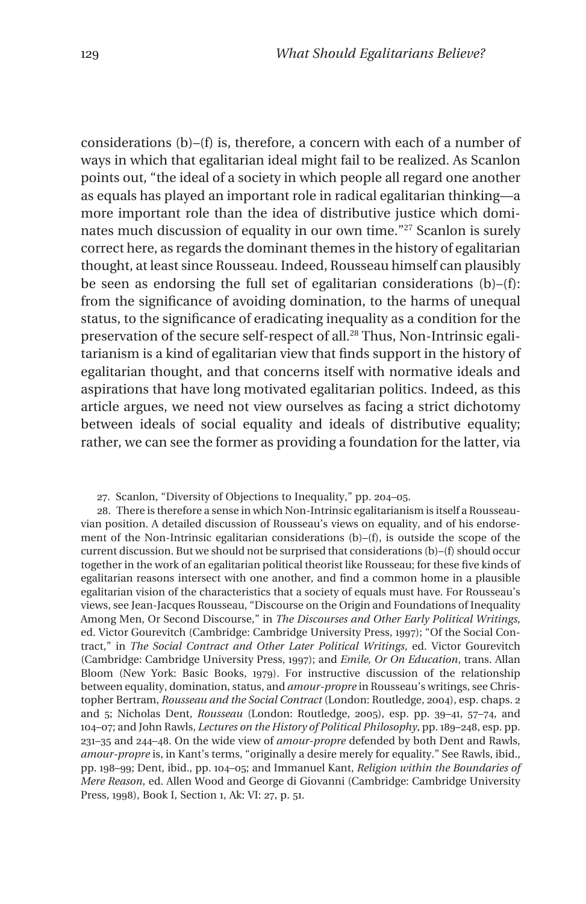considerations (b)–(f) is, therefore, a concern with each of a number of ways in which that egalitarian ideal might fail to be realized. As Scanlon points out, "the ideal of a society in which people all regard one another as equals has played an important role in radical egalitarian thinking—a more important role than the idea of distributive justice which dominates much discussion of equality in our own time."[27] Scanlon is surely correct here, as regards the dominant themes in the history of egalitarian thought, at least since Rousseau. Indeed, Rousseau himself can plausibly be seen as endorsing the full set of egalitarian considerations (b)–(f): from the significance of avoiding domination, to the harms of unequal status, to the significance of eradicating inequality as a condition for the preservation of the secure self-respect of all.[28] Thus, Non-Intrinsic egalitarianism is a kind of egalitarian view that finds support in the history of egalitarian thought, and that concerns itself with normative ideals and aspirations that have long motivated egalitarian politics. Indeed, as this article argues, we need not view ourselves as facing a strict dichotomy between ideals of social equality and ideals of distributive equality; rather, we can see the former as providing a foundation for the latter, via

27. Scanlon, "Diversity of Objections to Inequality," pp. 204–05.

28. There is therefore a sense in which Non-Intrinsic egalitarianism is itself a Rousseauvian position. A detailed discussion of Rousseau's views on equality, and of his endorsement of the Non-Intrinsic egalitarian considerations (b)–(f), is outside the scope of the current discussion. But we should not be surprised that considerations (b)–(f) should occur together in the work of an egalitarian political theorist like Rousseau; for these five kinds of egalitarian reasons intersect with one another, and find a common home in a plausible egalitarian vision of the characteristics that a society of equals must have. For Rousseau's views, see Jean-Jacques Rousseau, "Discourse on the Origin and Foundations of Inequality Among Men, Or Second Discourse," in *The Discourses and Other Early Political Writings*, ed. Victor Gourevitch (Cambridge: Cambridge University Press, 1997); "Of the Social Contract," in *The Social Contract and Other Later Political Writings*, ed. Victor Gourevitch (Cambridge: Cambridge University Press, 1997); and *Emile, Or On Education*, trans. Allan Bloom (New York: Basic Books, 1979). For instructive discussion of the relationship between equality, domination, status, and *amour-propre* in Rousseau's writings, see Christopher Bertram, *Rousseau and the Social Contract* (London: Routledge, 2004), esp. chaps. 2 and 5; Nicholas Dent, *Rousseau* (London: Routledge, 2005), esp. pp. 39–41, 57–74, and 104–07; and John Rawls, *Lectures on the History of Political Philosophy*, pp. 189–248, esp. pp. 231–35 and 244–48. On the wide view of *amour-propre* defended by both Dent and Rawls, *amour-propre* is, in Kant's terms, "originally a desire merely for equality." See Rawls, ibid., pp. 198–99; Dent, ibid., pp. 104–05; and Immanuel Kant, *Religion within the Boundaries of Mere Reason*, ed. Allen Wood and George di Giovanni (Cambridge: Cambridge University Press, 1998), Book I, Section 1, Ak: VI: 27, p. 51.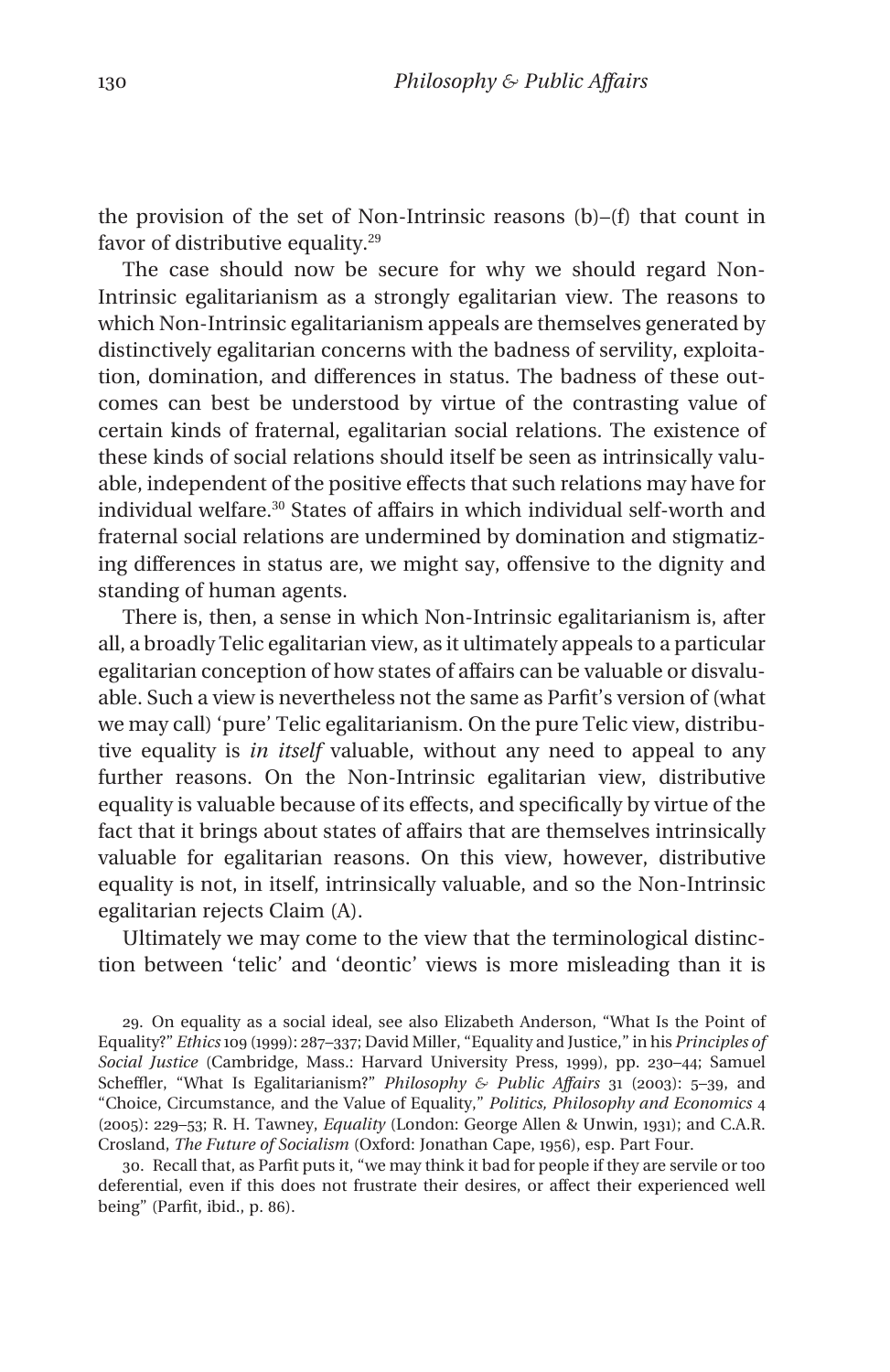the provision of the set of Non-Intrinsic reasons (b)–(f) that count in favor of distributive equality.[29]

The case should now be secure for why we should regard Non-Intrinsic egalitarianism as a strongly egalitarian view. The reasons to which Non-Intrinsic egalitarianism appeals are themselves generated by distinctively egalitarian concerns with the badness of servility, exploitation, domination, and differences in status. The badness of these outcomes can best be understood by virtue of the contrasting value of certain kinds of fraternal, egalitarian social relations. The existence of these kinds of social relations should itself be seen as intrinsically valuable, independent of the positive effects that such relations may have for individual welfare.[30] States of affairs in which individual self-worth and fraternal social relations are undermined by domination and stigmatizing differences in status are, we might say, offensive to the dignity and standing of human agents.

There is, then, a sense in which Non-Intrinsic egalitarianism is, after all, a broadly Telic egalitarian view, as it ultimately appeals to a particular egalitarian conception of how states of affairs can be valuable or disvaluable. Such a view is nevertheless not the same as Parfit's version of (what we may call) 'pure' Telic egalitarianism. On the pure Telic view, distributive equality is *in itself* valuable, without any need to appeal to any further reasons. On the Non-Intrinsic egalitarian view, distributive equality is valuable because of its effects, and specifically by virtue of the fact that it brings about states of affairs that are themselves intrinsically valuable for egalitarian reasons. On this view, however, distributive equality is not, in itself, intrinsically valuable, and so the Non-Intrinsic egalitarian rejects Claim (A).

Ultimately we may come to the view that the terminological distinction between 'telic' and 'deontic' views is more misleading than it is

29. On equality as a social ideal, see also Elizabeth Anderson, "What Is the Point of Equality?" *Ethics* 109 (1999): 287–337; David Miller, "Equality and Justice," in his *Principles of Social Justice* (Cambridge, Mass.: Harvard University Press, 1999), pp. 230–44; Samuel Scheffler, "What Is Egalitarianism?" *Philosophy & Public Affairs* 31 (2003): 5–39, and "Choice, Circumstance, and the Value of Equality," *Politics, Philosophy and Economics* 4 (2005): 229–53; R. H. Tawney, *Equality* (London: George Allen & Unwin, 1931); and C.A.R. Crosland, *The Future of Socialism* (Oxford: Jonathan Cape, 1956), esp. Part Four.

30. Recall that, as Parfit puts it, "we may think it bad for people if they are servile or too deferential, even if this does not frustrate their desires, or affect their experienced well being" (Parfit, ibid., p. 86).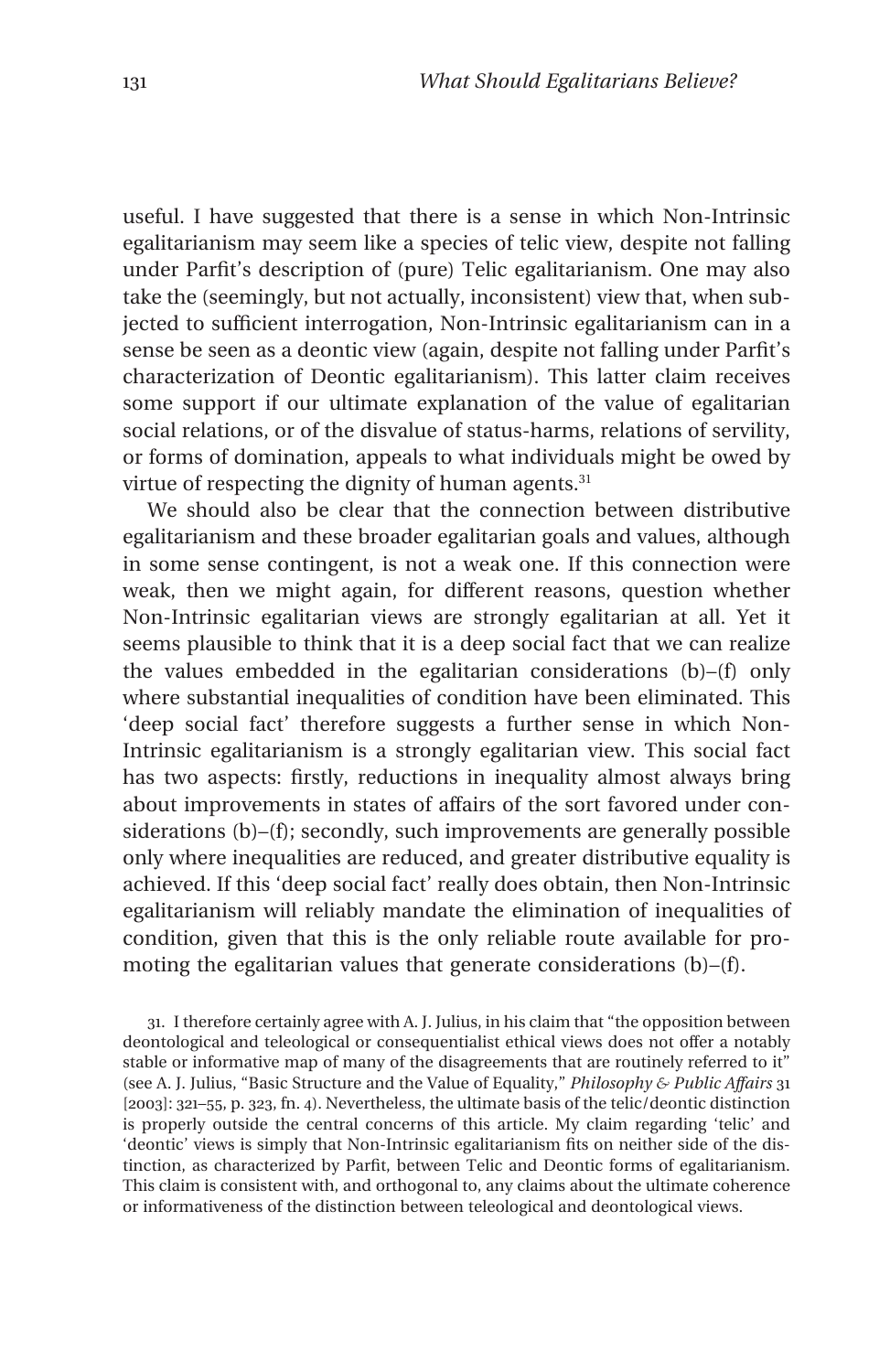useful. I have suggested that there is a sense in which Non-Intrinsic egalitarianism may seem like a species of telic view, despite not falling under Parfit's description of (pure) Telic egalitarianism. One may also take the (seemingly, but not actually, inconsistent) view that, when subjected to sufficient interrogation, Non-Intrinsic egalitarianism can in a sense be seen as a deontic view (again, despite not falling under Parfit's characterization of Deontic egalitarianism). This latter claim receives some support if our ultimate explanation of the value of egalitarian social relations, or of the disvalue of status-harms, relations of servility, or forms of domination, appeals to what individuals might be owed by virtue of respecting the dignity of human agents.[31]

We should also be clear that the connection between distributive egalitarianism and these broader egalitarian goals and values, although in some sense contingent, is not a weak one. If this connection were weak, then we might again, for different reasons, question whether Non-Intrinsic egalitarian views are strongly egalitarian at all. Yet it seems plausible to think that it is a deep social fact that we can realize the values embedded in the egalitarian considerations (b)–(f) only where substantial inequalities of condition have been eliminated. This 'deep social fact' therefore suggests a further sense in which Non-Intrinsic egalitarianism is a strongly egalitarian view. This social fact has two aspects: firstly, reductions in inequality almost always bring about improvements in states of affairs of the sort favored under considerations (b)–(f); secondly, such improvements are generally possible only where inequalities are reduced, and greater distributive equality is achieved. If this 'deep social fact' really does obtain, then Non-Intrinsic egalitarianism will reliably mandate the elimination of inequalities of condition, given that this is the only reliable route available for promoting the egalitarian values that generate considerations (b)–(f).

31. I therefore certainly agree with A. J. Julius, in his claim that "the opposition between deontological and teleological or consequentialist ethical views does not offer a notably stable or informative map of many of the disagreements that are routinely referred to it" (see A. J. Julius, "Basic Structure and the Value of Equality," *Philosophy & Public Affairs* 31 [2003]: 321–55, p. 323, fn. 4). Nevertheless, the ultimate basis of the telic/deontic distinction is properly outside the central concerns of this article. My claim regarding 'telic' and 'deontic' views is simply that Non-Intrinsic egalitarianism fits on neither side of the distinction, as characterized by Parfit, between Telic and Deontic forms of egalitarianism. This claim is consistent with, and orthogonal to, any claims about the ultimate coherence or informativeness of the distinction between teleological and deontological views.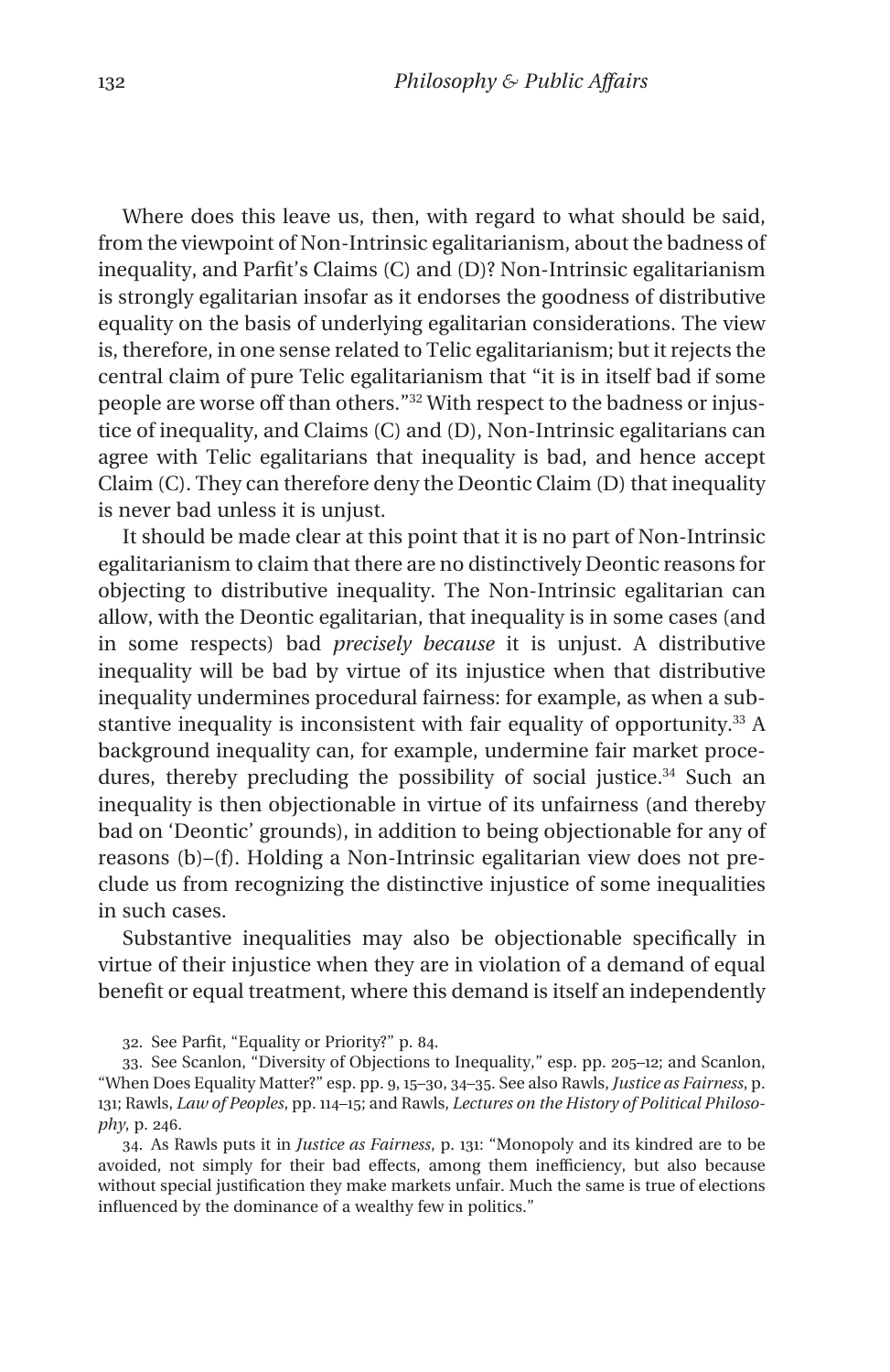Where does this leave us, then, with regard to what should be said, from the viewpoint of Non-Intrinsic egalitarianism, about the badness of inequality, and Parfit's Claims (C) and (D)? Non-Intrinsic egalitarianism is strongly egalitarian insofar as it endorses the goodness of distributive equality on the basis of underlying egalitarian considerations. The view is, therefore, in one sense related to Telic egalitarianism; but it rejects the central claim of pure Telic egalitarianism that "it is in itself bad if some people are worse off than others."[32] With respect to the badness or injustice of inequality, and Claims (C) and (D), Non-Intrinsic egalitarians can agree with Telic egalitarians that inequality is bad, and hence accept Claim (C). They can therefore deny the Deontic Claim (D) that inequality is never bad unless it is unjust.

It should be made clear at this point that it is no part of Non-Intrinsic egalitarianism to claim that there are no distinctively Deontic reasons for objecting to distributive inequality. The Non-Intrinsic egalitarian can allow, with the Deontic egalitarian, that inequality is in some cases (and in some respects) bad *precisely because* it is unjust. A distributive inequality will be bad by virtue of its injustice when that distributive inequality undermines procedural fairness: for example, as when a substantive inequality is inconsistent with fair equality of opportunity.[33] A background inequality can, for example, undermine fair market procedures, thereby precluding the possibility of social justice.[34] Such an inequality is then objectionable in virtue of its unfairness (and thereby bad on 'Deontic' grounds), in addition to being objectionable for any of reasons (b)–(f). Holding a Non-Intrinsic egalitarian view does not preclude us from recognizing the distinctive injustice of some inequalities in such cases.

Substantive inequalities may also be objectionable specifically in virtue of their injustice when they are in violation of a demand of equal benefit or equal treatment, where this demand is itself an independently

32. See Parfit, "Equality or Priority?" p. 84.

33. See Scanlon, "Diversity of Objections to Inequality," esp. pp. 205–12; and Scanlon, "When Does Equality Matter?" esp. pp. 9, 15–30, 34–35. See also Rawls, *Justice as Fairness*, p. 131; Rawls, *Law of Peoples*, pp. 114–15; and Rawls, *Lectures on the History of Political Philosophy*, p. 246.

34. As Rawls puts it in *Justice as Fairness*, p. 131: "Monopoly and its kindred are to be avoided, not simply for their bad effects, among them inefficiency, but also because without special justification they make markets unfair. Much the same is true of elections influenced by the dominance of a wealthy few in politics."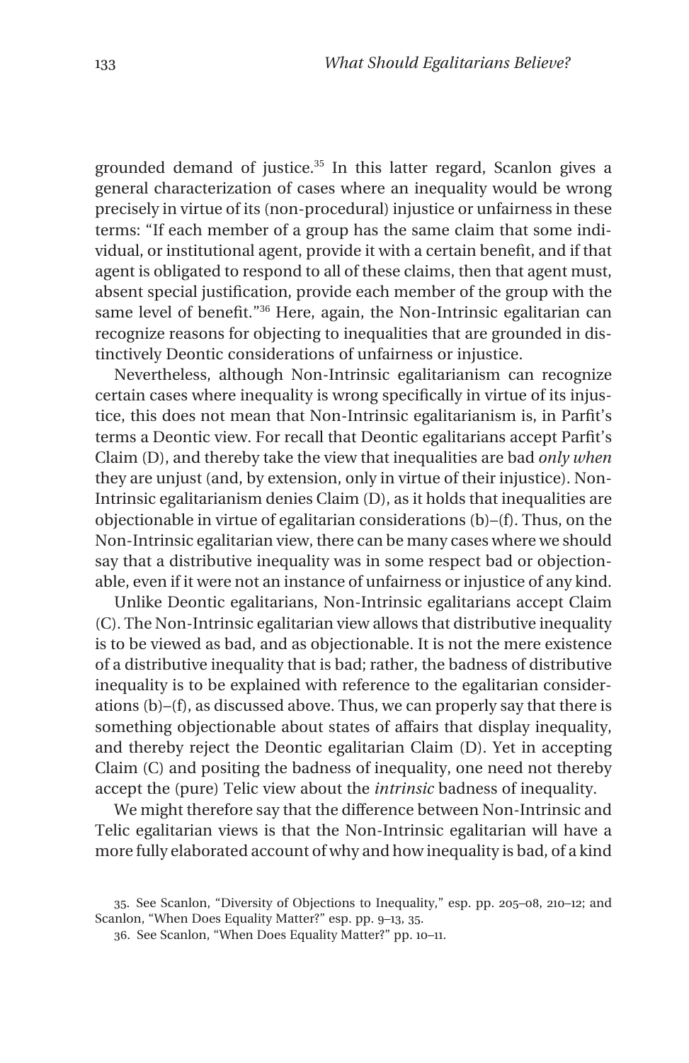grounded demand of justice.[35] In this latter regard, Scanlon gives a general characterization of cases where an inequality would be wrong precisely in virtue of its (non-procedural) injustice or unfairness in these terms: "If each member of a group has the same claim that some individual, or institutional agent, provide it with a certain benefit, and if that agent is obligated to respond to all of these claims, then that agent must, absent special justification, provide each member of the group with the same level of benefit."[36] Here, again, the Non-Intrinsic egalitarian can recognize reasons for objecting to inequalities that are grounded in distinctively Deontic considerations of unfairness or injustice.

Nevertheless, although Non-Intrinsic egalitarianism can recognize certain cases where inequality is wrong specifically in virtue of its injustice, this does not mean that Non-Intrinsic egalitarianism is, in Parfit's terms a Deontic view. For recall that Deontic egalitarians accept Parfit's Claim (D), and thereby take the view that inequalities are bad *only when* they are unjust (and, by extension, only in virtue of their injustice). Non-Intrinsic egalitarianism denies Claim (D), as it holds that inequalities are objectionable in virtue of egalitarian considerations (b)–(f). Thus, on the Non-Intrinsic egalitarian view, there can be many cases where we should say that a distributive inequality was in some respect bad or objectionable, even if it were not an instance of unfairness or injustice of any kind.

Unlike Deontic egalitarians, Non-Intrinsic egalitarians accept Claim (C). The Non-Intrinsic egalitarian view allows that distributive inequality is to be viewed as bad, and as objectionable. It is not the mere existence of a distributive inequality that is bad; rather, the badness of distributive inequality is to be explained with reference to the egalitarian considerations (b)–(f), as discussed above. Thus, we can properly say that there is something objectionable about states of affairs that display inequality, and thereby reject the Deontic egalitarian Claim (D). Yet in accepting Claim (C) and positing the badness of inequality, one need not thereby accept the (pure) Telic view about the *intrinsic* badness of inequality.

We might therefore say that the difference between Non-Intrinsic and Telic egalitarian views is that the Non-Intrinsic egalitarian will have a more fully elaborated account of why and how inequality is bad, of a kind

35. See Scanlon, "Diversity of Objections to Inequality," esp. pp. 205–08, 210–12; and Scanlon, "When Does Equality Matter?" esp. pp. 9–13, 35.

36. See Scanlon, "When Does Equality Matter?" pp. 10–11.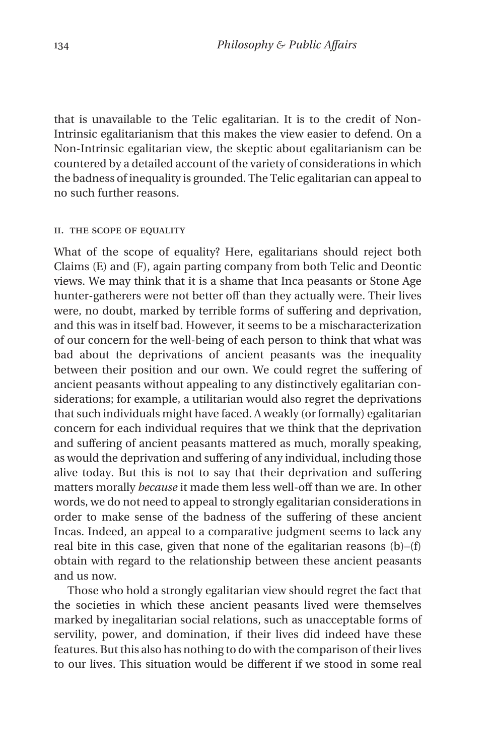that is unavailable to the Telic egalitarian. It is to the credit of Non-Intrinsic egalitarianism that this makes the view easier to defend. On a Non-Intrinsic egalitarian view, the skeptic about egalitarianism can be countered by a detailed account of the variety of considerations in which the badness of inequality is grounded. The Telic egalitarian can appeal to no such further reasons.

## II. THE SCOPE OF EQUALITY

What of the scope of equality? Here, egalitarians should reject both Claims (E) and (F), again parting company from both Telic and Deontic views. We may think that it is a shame that Inca peasants or Stone Age hunter-gatherers were not better off than they actually were. Their lives were, no doubt, marked by terrible forms of suffering and deprivation, and this was in itself bad. However, it seems to be a mischaracterization of our concern for the well-being of each person to think that what was bad about the deprivations of ancient peasants was the inequality between their position and our own. We could regret the suffering of ancient peasants without appealing to any distinctively egalitarian considerations; for example, a utilitarian would also regret the deprivations that such individuals might have faced. A weakly (or formally) egalitarian concern for each individual requires that we think that the deprivation and suffering of ancient peasants mattered as much, morally speaking, as would the deprivation and suffering of any individual, including those alive today. But this is not to say that their deprivation and suffering matters morally *because* it made them less well-off than we are. In other words, we do not need to appeal to strongly egalitarian considerations in order to make sense of the badness of the suffering of these ancient Incas. Indeed, an appeal to a comparative judgment seems to lack any real bite in this case, given that none of the egalitarian reasons (b)–(f) obtain with regard to the relationship between these ancient peasants and us now.

Those who hold a strongly egalitarian view should regret the fact that the societies in which these ancient peasants lived were themselves marked by inegalitarian social relations, such as unacceptable forms of servility, power, and domination, if their lives did indeed have these features. But this also has nothing to do with the comparison of their lives to our lives. This situation would be different if we stood in some real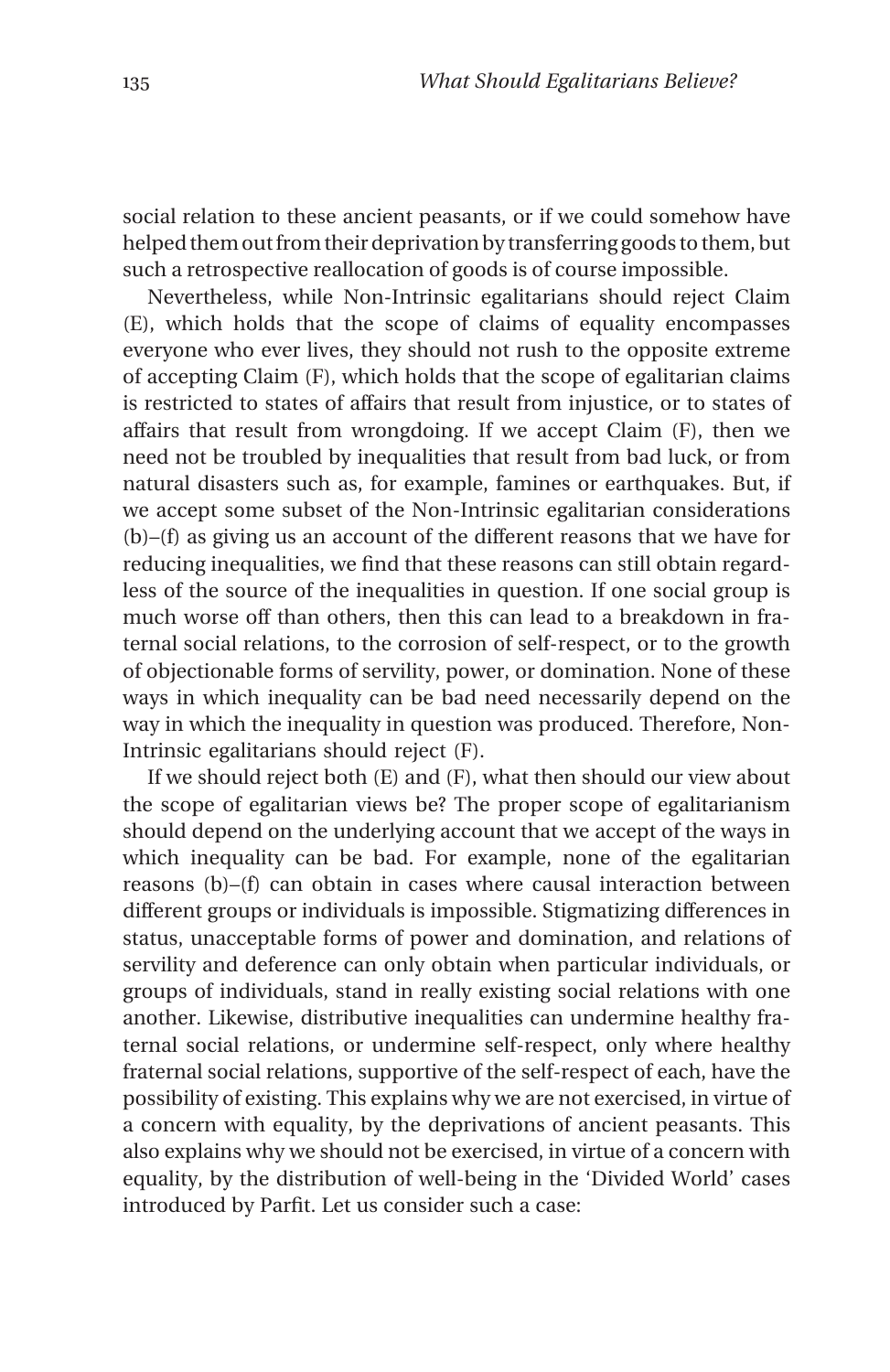social relation to these ancient peasants, or if we could somehow have helped them out from their deprivation by transferring goods to them, but such a retrospective reallocation of goods is of course impossible.

Nevertheless, while Non-Intrinsic egalitarians should reject Claim (E), which holds that the scope of claims of equality encompasses everyone who ever lives, they should not rush to the opposite extreme of accepting Claim (F), which holds that the scope of egalitarian claims is restricted to states of affairs that result from injustice, or to states of affairs that result from wrongdoing. If we accept Claim (F), then we need not be troubled by inequalities that result from bad luck, or from natural disasters such as, for example, famines or earthquakes. But, if we accept some subset of the Non-Intrinsic egalitarian considerations (b)–(f) as giving us an account of the different reasons that we have for reducing inequalities, we find that these reasons can still obtain regardless of the source of the inequalities in question. If one social group is much worse off than others, then this can lead to a breakdown in fraternal social relations, to the corrosion of self-respect, or to the growth of objectionable forms of servility, power, or domination. None of these ways in which inequality can be bad need necessarily depend on the way in which the inequality in question was produced. Therefore, Non-Intrinsic egalitarians should reject (F).

If we should reject both (E) and (F), what then should our view about the scope of egalitarian views be? The proper scope of egalitarianism should depend on the underlying account that we accept of the ways in which inequality can be bad. For example, none of the egalitarian reasons (b)–(f) can obtain in cases where causal interaction between different groups or individuals is impossible. Stigmatizing differences in status, unacceptable forms of power and domination, and relations of servility and deference can only obtain when particular individuals, or groups of individuals, stand in really existing social relations with one another. Likewise, distributive inequalities can undermine healthy fraternal social relations, or undermine self-respect, only where healthy fraternal social relations, supportive of the self-respect of each, have the possibility of existing. This explains why we are not exercised, in virtue of a concern with equality, by the deprivations of ancient peasants. This also explains why we should not be exercised, in virtue of a concern with equality, by the distribution of well-being in the 'Divided World' cases introduced by Parfit. Let us consider such a case: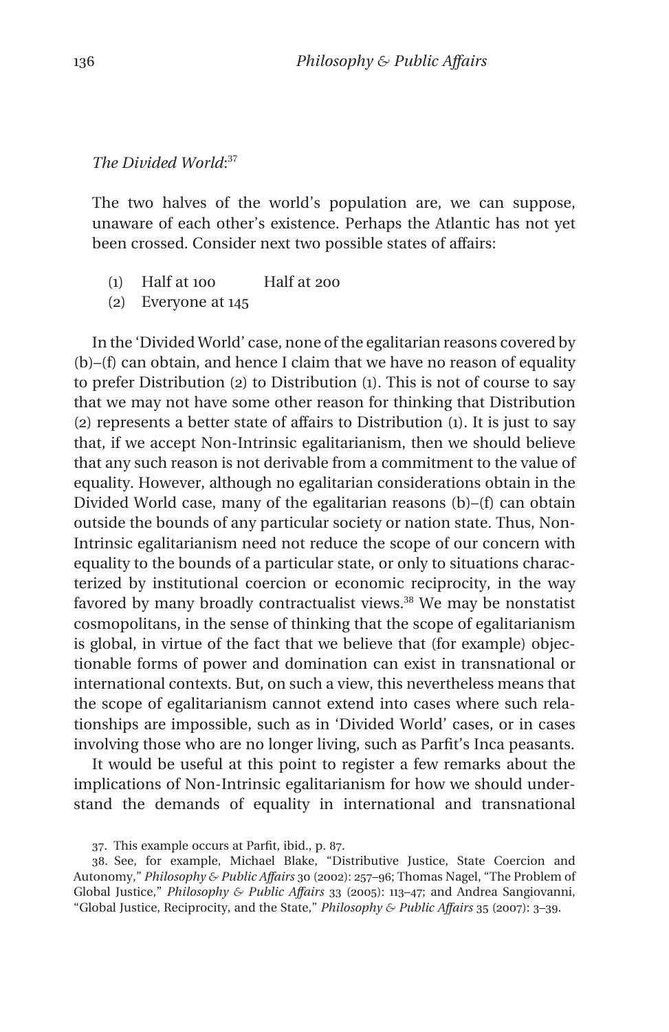*The Divided World*:[37]

The two halves of the world's population are, we can suppose, unaware of each other's existence. Perhaps the Atlantic has not yet been crossed. Consider next two possible states of affairs:

(1) Half at 100 Half at 200
(2) Everyone at 145

In the 'Divided World' case, none of the egalitarian reasons covered by (b)–(f) can obtain, and hence I claim that we have no reason of equality to prefer Distribution (2) to Distribution (1). This is not of course to say that we may not have some other reason for thinking that Distribution (2) represents a better state of affairs to Distribution (1). It is just to say that, if we accept Non-Intrinsic egalitarianism, then we should believe that any such reason is not derivable from a commitment to the value of equality. However, although no egalitarian considerations obtain in the Divided World case, many of the egalitarian reasons (b)–(f) can obtain outside the bounds of any particular society or nation state. Thus, Non-Intrinsic egalitarianism need not reduce the scope of our concern with equality to the bounds of a particular state, or only to situations characterized by institutional coercion or economic reciprocity, in the way favored by many broadly contractualist views.[38] We may be nonstatist cosmopolitans, in the sense of thinking that the scope of egalitarianism is global, in virtue of the fact that we believe that (for example) objectionable forms of power and domination can exist in transnational or international contexts. But, on such a view, this nevertheless means that the scope of egalitarianism cannot extend into cases where such relationships are impossible, such as in 'Divided World' cases, or in cases involving those who are no longer living, such as Parfit's Inca peasants.

It would be useful at this point to register a few remarks about the implications of Non-Intrinsic egalitarianism for how we should understand the demands of equality in international and transnational

37. This example occurs at Parfit, ibid., p. 87.

38. See, for example, Michael Blake, "Distributive Justice, State Coercion and Autonomy," *Philosophy & Public Affairs* 30 (2002): 257–96; Thomas Nagel, "The Problem of Global Justice," *Philosophy & Public Affairs* 33 (2005): 113–47; and Andrea Sangiovanni, "Global Justice, Reciprocity, and the State," *Philosophy & Public Affairs* 35 (2007): 3–39.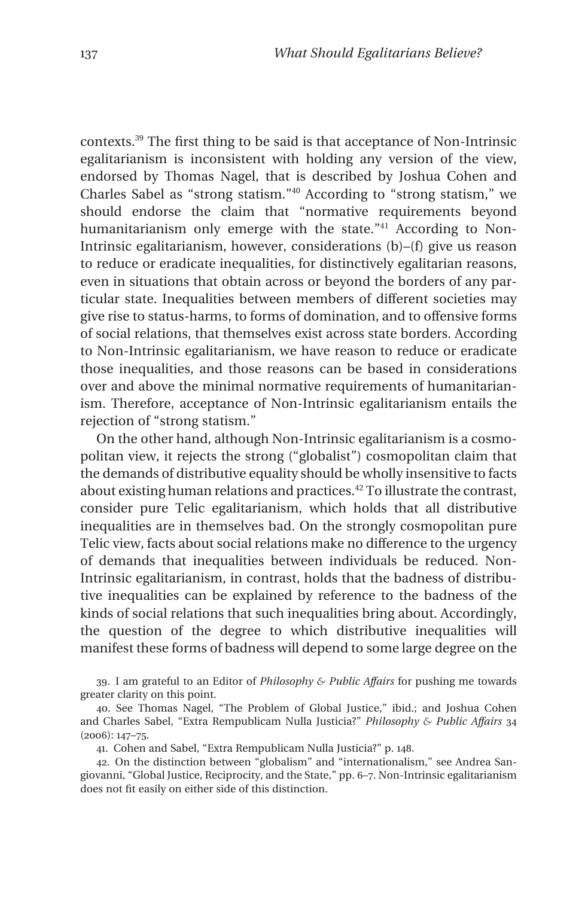contexts.[39] The first thing to be said is that acceptance of Non-Intrinsic egalitarianism is inconsistent with holding any version of the view, endorsed by Thomas Nagel, that is described by Joshua Cohen and Charles Sabel as "strong statism."[40] According to "strong statism," we should endorse the claim that "normative requirements beyond humanitarianism only emerge with the state."[41] According to Non-Intrinsic egalitarianism, however, considerations (b)–(f) give us reason to reduce or eradicate inequalities, for distinctively egalitarian reasons, even in situations that obtain across or beyond the borders of any particular state. Inequalities between members of different societies may give rise to status-harms, to forms of domination, and to offensive forms of social relations, that themselves exist across state borders. According to Non-Intrinsic egalitarianism, we have reason to reduce or eradicate those inequalities, and those reasons can be based in considerations over and above the minimal normative requirements of humanitarianism. Therefore, acceptance of Non-Intrinsic egalitarianism entails the rejection of "strong statism."

On the other hand, although Non-Intrinsic egalitarianism is a cosmopolitan view, it rejects the strong ("globalist") cosmopolitan claim that the demands of distributive equality should be wholly insensitive to facts about existing human relations and practices.[42] To illustrate the contrast, consider pure Telic egalitarianism, which holds that all distributive inequalities are in themselves bad. On the strongly cosmopolitan pure Telic view, facts about social relations make no difference to the urgency of demands that inequalities between individuals be reduced. Non-Intrinsic egalitarianism, in contrast, holds that the badness of distributive inequalities can be explained by reference to the badness of the kinds of social relations that such inequalities bring about. Accordingly, the question of the degree to which distributive inequalities will manifest these forms of badness will depend to some large degree on the

39. I am grateful to an Editor of *Philosophy & Public Affairs* for pushing me towards greater clarity on this point.

40. See Thomas Nagel, "The Problem of Global Justice," ibid.; and Joshua Cohen and Charles Sabel, "Extra Rempublicam Nulla Justicia?" *Philosophy & Public Affairs* 34 (2006): 147–75.

41. Cohen and Sabel, "Extra Rempublicam Nulla Justicia?" p. 148.

42. On the distinction between "globalism" and "internationalism," see Andrea Sangiovanni, "Global Justice, Reciprocity, and the State," pp. 6–7. Non-Intrinsic egalitarianism does not fit easily on either side of this distinction.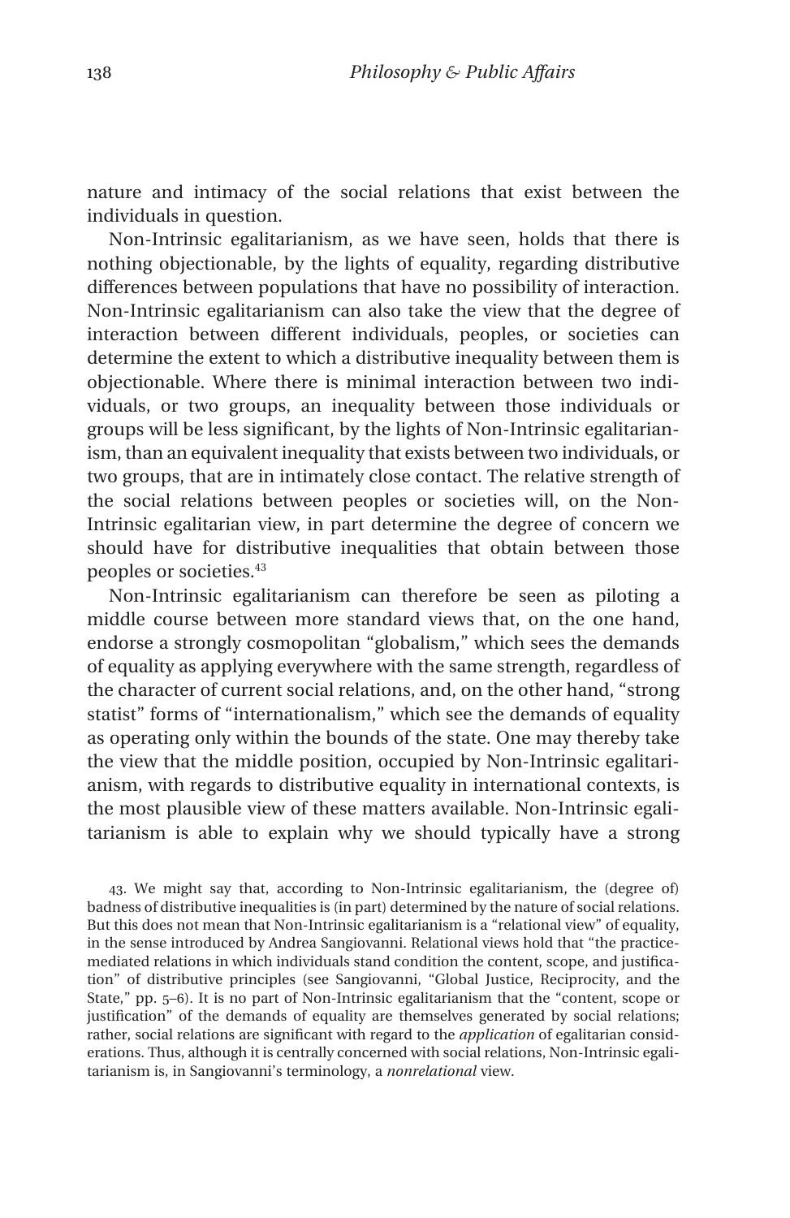nature and intimacy of the social relations that exist between the individuals in question.

Non-Intrinsic egalitarianism, as we have seen, holds that there is nothing objectionable, by the lights of equality, regarding distributive differences between populations that have no possibility of interaction. Non-Intrinsic egalitarianism can also take the view that the degree of interaction between different individuals, peoples, or societies can determine the extent to which a distributive inequality between them is objectionable. Where there is minimal interaction between two individuals, or two groups, an inequality between those individuals or groups will be less significant, by the lights of Non-Intrinsic egalitarianism, than an equivalent inequality that exists between two individuals, or two groups, that are in intimately close contact. The relative strength of the social relations between peoples or societies will, on the Non-Intrinsic egalitarian view, in part determine the degree of concern we should have for distributive inequalities that obtain between those peoples or societies.[43]

Non-Intrinsic egalitarianism can therefore be seen as piloting a middle course between more standard views that, on the one hand, endorse a strongly cosmopolitan "globalism," which sees the demands of equality as applying everywhere with the same strength, regardless of the character of current social relations, and, on the other hand, "strong statist" forms of "internationalism," which see the demands of equality as operating only within the bounds of the state. One may thereby take the view that the middle position, occupied by Non-Intrinsic egalitarianism, with regards to distributive equality in international contexts, is the most plausible view of these matters available. Non-Intrinsic egalitarianism is able to explain why we should typically have a strong

43. We might say that, according to Non-Intrinsic egalitarianism, the (degree of) badness of distributive inequalities is (in part) determined by the nature of social relations. But this does not mean that Non-Intrinsic egalitarianism is a "relational view" of equality, in the sense introduced by Andrea Sangiovanni. Relational views hold that "the practice-mediated relations in which individuals stand condition the content, scope, and justification" of distributive principles (see Sangiovanni, "Global Justice, Reciprocity, and the State," pp. 5–6). It is no part of Non-Intrinsic egalitarianism that the "content, scope or justification" of the demands of equality are themselves generated by social relations; rather, social relations are significant with regard to the *application* of egalitarian considerations. Thus, although it is centrally concerned with social relations, Non-Intrinsic egalitarianism is, in Sangiovanni's terminology, a *nonrelational* view.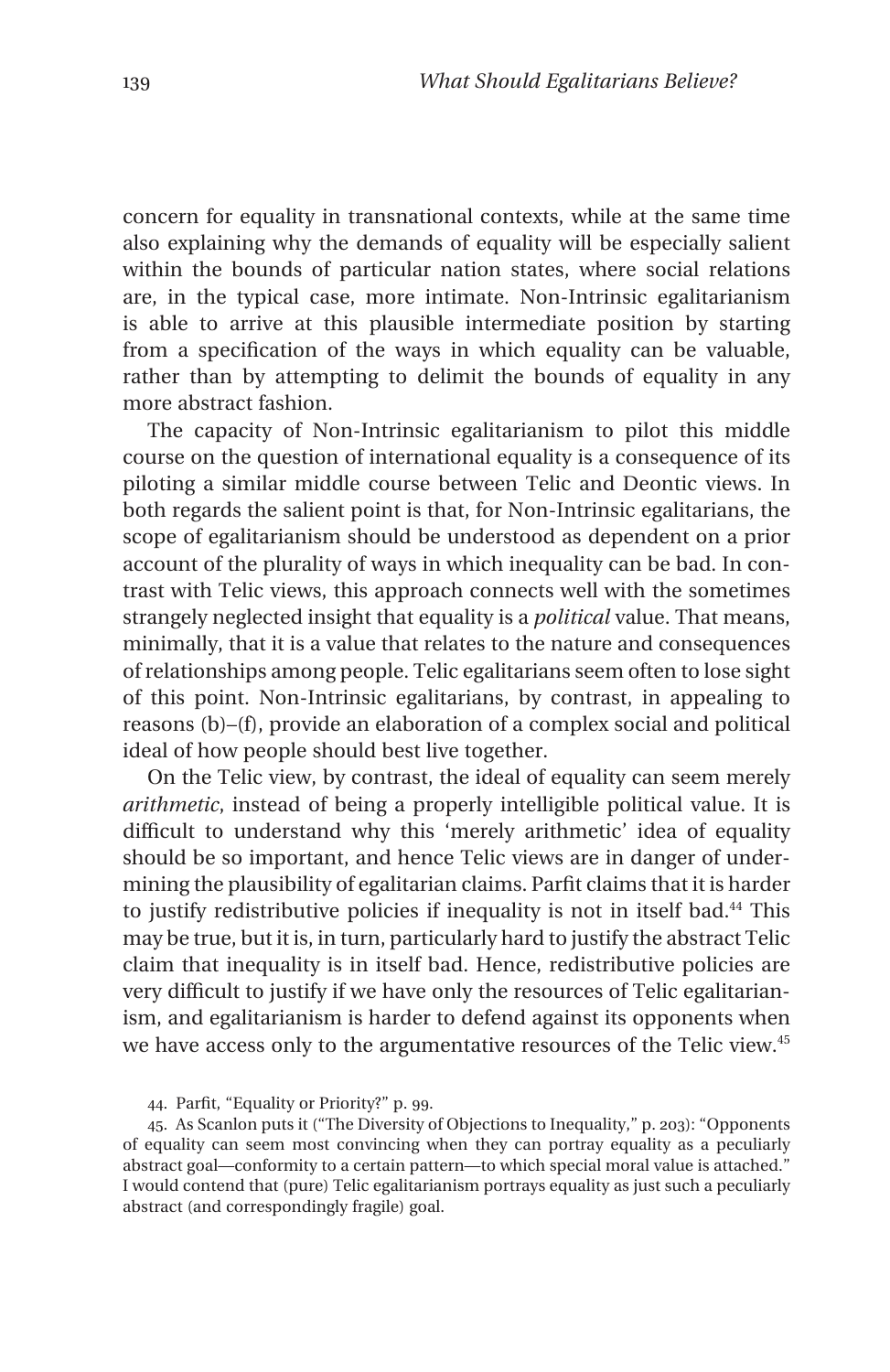concern for equality in transnational contexts, while at the same time also explaining why the demands of equality will be especially salient within the bounds of particular nation states, where social relations are, in the typical case, more intimate. Non-Intrinsic egalitarianism is able to arrive at this plausible intermediate position by starting from a specification of the ways in which equality can be valuable, rather than by attempting to delimit the bounds of equality in any more abstract fashion.

The capacity of Non-Intrinsic egalitarianism to pilot this middle course on the question of international equality is a consequence of its piloting a similar middle course between Telic and Deontic views. In both regards the salient point is that, for Non-Intrinsic egalitarians, the scope of egalitarianism should be understood as dependent on a prior account of the plurality of ways in which inequality can be bad. In contrast with Telic views, this approach connects well with the sometimes strangely neglected insight that equality is a *political* value. That means, minimally, that it is a value that relates to the nature and consequences of relationships among people. Telic egalitarians seem often to lose sight of this point. Non-Intrinsic egalitarians, by contrast, in appealing to reasons (b)–(f), provide an elaboration of a complex social and political ideal of how people should best live together.

On the Telic view, by contrast, the ideal of equality can seem merely *arithmetic*, instead of being a properly intelligible political value. It is difficult to understand why this 'merely arithmetic' idea of equality should be so important, and hence Telic views are in danger of undermining the plausibility of egalitarian claims. Parfit claims that it is harder to justify redistributive policies if inequality is not in itself bad.[44] This may be true, but it is, in turn, particularly hard to justify the abstract Telic claim that inequality is in itself bad. Hence, redistributive policies are very difficult to justify if we have only the resources of Telic egalitarianism, and egalitarianism is harder to defend against its opponents when we have access only to the argumentative resources of the Telic view.[45]

44. Parfit, "Equality or Priority?" p. 99.

45. As Scanlon puts it ("The Diversity of Objections to Inequality," p. 203): "Opponents of equality can seem most convincing when they can portray equality as a peculiarly abstract goal—conformity to a certain pattern—to which special moral value is attached." I would contend that (pure) Telic egalitarianism portrays equality as just such a peculiarly abstract (and correspondingly fragile) goal.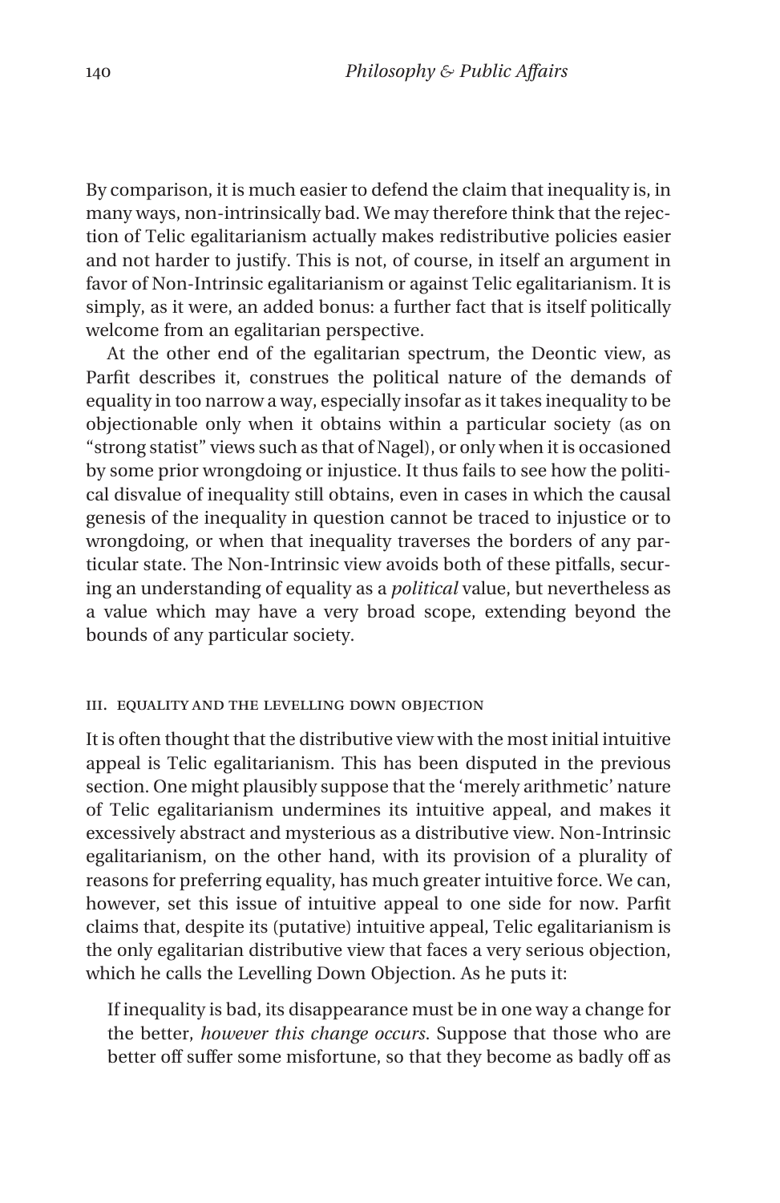By comparison, it is much easier to defend the claim that inequality is, in many ways, non-intrinsically bad. We may therefore think that the rejection of Telic egalitarianism actually makes redistributive policies easier and not harder to justify. This is not, of course, in itself an argument in favor of Non-Intrinsic egalitarianism or against Telic egalitarianism. It is simply, as it were, an added bonus: a further fact that is itself politically welcome from an egalitarian perspective.

At the other end of the egalitarian spectrum, the Deontic view, as Parfit describes it, construes the political nature of the demands of equality in too narrow a way, especially insofar as it takes inequality to be objectionable only when it obtains within a particular society (as on "strong statist" views such as that of Nagel), or only when it is occasioned by some prior wrongdoing or injustice. It thus fails to see how the political disvalue of inequality still obtains, even in cases in which the causal genesis of the inequality in question cannot be traced to injustice or to wrongdoing, or when that inequality traverses the borders of any particular state. The Non-Intrinsic view avoids both of these pitfalls, securing an understanding of equality as a *political* value, but nevertheless as a value which may have a very broad scope, extending beyond the bounds of any particular society.

## III. EQUALITY AND THE LEVELLING DOWN OBJECTION

It is often thought that the distributive view with the most initial intuitive appeal is Telic egalitarianism. This has been disputed in the previous section. One might plausibly suppose that the 'merely arithmetic' nature of Telic egalitarianism undermines its intuitive appeal, and makes it excessively abstract and mysterious as a distributive view. Non-Intrinsic egalitarianism, on the other hand, with its provision of a plurality of reasons for preferring equality, has much greater intuitive force. We can, however, set this issue of intuitive appeal to one side for now. Parfit claims that, despite its (putative) intuitive appeal, Telic egalitarianism is the only egalitarian distributive view that faces a very serious objection, which he calls the Levelling Down Objection. As he puts it:

> If inequality is bad, its disappearance must be in one way a change for the better, *however this change occurs*. Suppose that those who are better off suffer some misfortune, so that they become as badly off as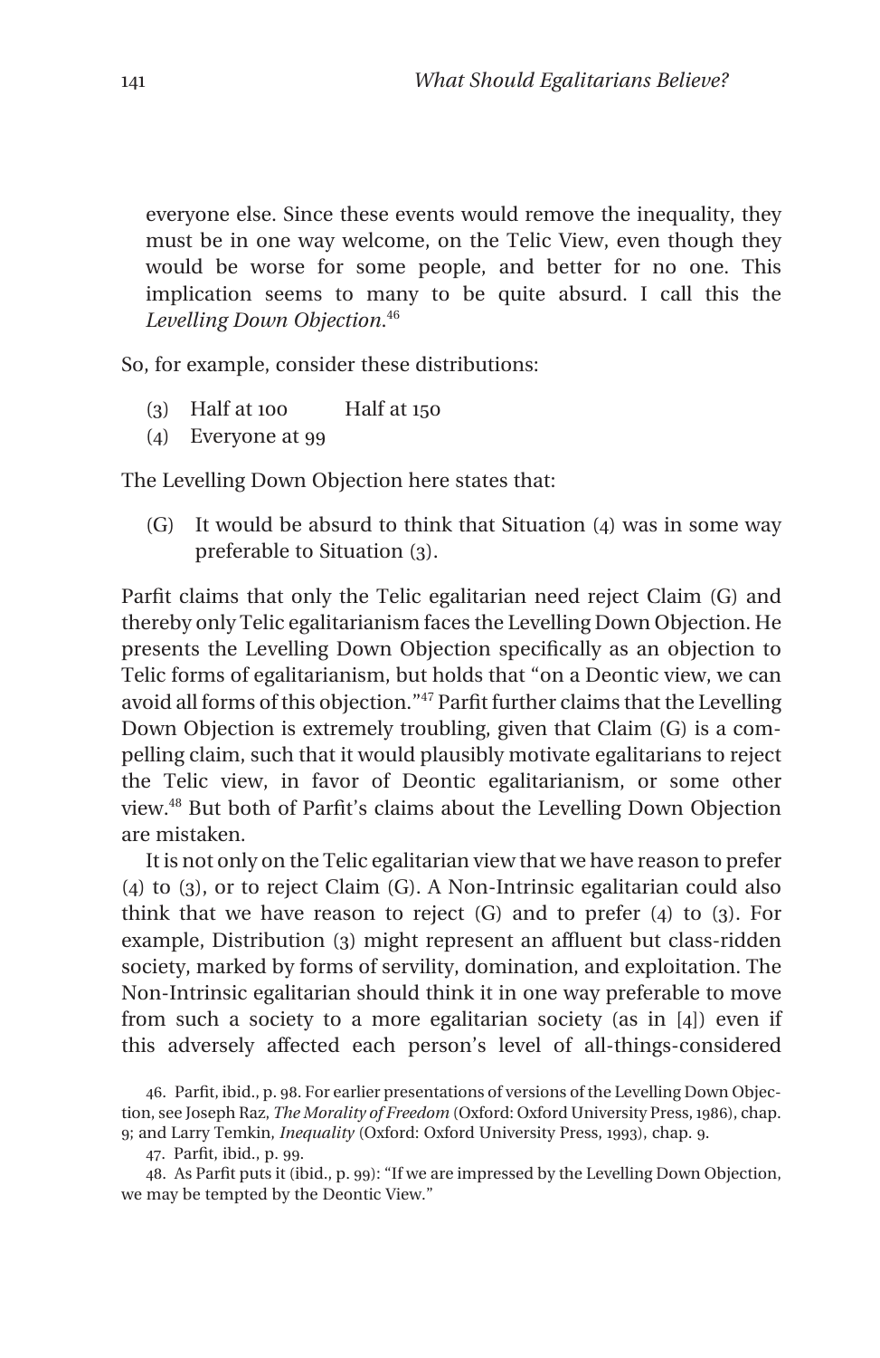everyone else. Since these events would remove the inequality, they must be in one way welcome, on the Telic View, even though they would be worse for some people, and better for no one. This implication seems to many to be quite absurd. I call this the *Levelling Down Objection*.[46]

So, for example, consider these distributions:

(3) Half at 100 Half at 150
(4) Everyone at 99

The Levelling Down Objection here states that:

(G) It would be absurd to think that Situation (4) was in some way preferable to Situation (3).

Parfit claims that only the Telic egalitarian need reject Claim (G) and thereby only Telic egalitarianism faces the Levelling Down Objection. He presents the Levelling Down Objection specifically as an objection to Telic forms of egalitarianism, but holds that "on a Deontic view, we can avoid all forms of this objection."[47] Parfit further claims that the Levelling Down Objection is extremely troubling, given that Claim (G) is a compelling claim, such that it would plausibly motivate egalitarians to reject the Telic view, in favor of Deontic egalitarianism, or some other view.[48] But both of Parfit's claims about the Levelling Down Objection are mistaken.

It is not only on the Telic egalitarian view that we have reason to prefer (4) to (3), or to reject Claim (G). A Non-Intrinsic egalitarian could also think that we have reason to reject (G) and to prefer (4) to (3). For example, Distribution (3) might represent an affluent but class-ridden society, marked by forms of servility, domination, and exploitation. The Non-Intrinsic egalitarian should think it in one way preferable to move from such a society to a more egalitarian society (as in [4]) even if this adversely affected each person's level of all-things-considered

46. Parfit, ibid., p. 98. For earlier presentations of versions of the Levelling Down Objection, see Joseph Raz, *The Morality of Freedom* (Oxford: Oxford University Press, 1986), chap. 9; and Larry Temkin, *Inequality* (Oxford: Oxford University Press, 1993), chap. 9.

47. Parfit, ibid., p. 99.

48. As Parfit puts it (ibid., p. 99): "If we are impressed by the Levelling Down Objection, we may be tempted by the Deontic View."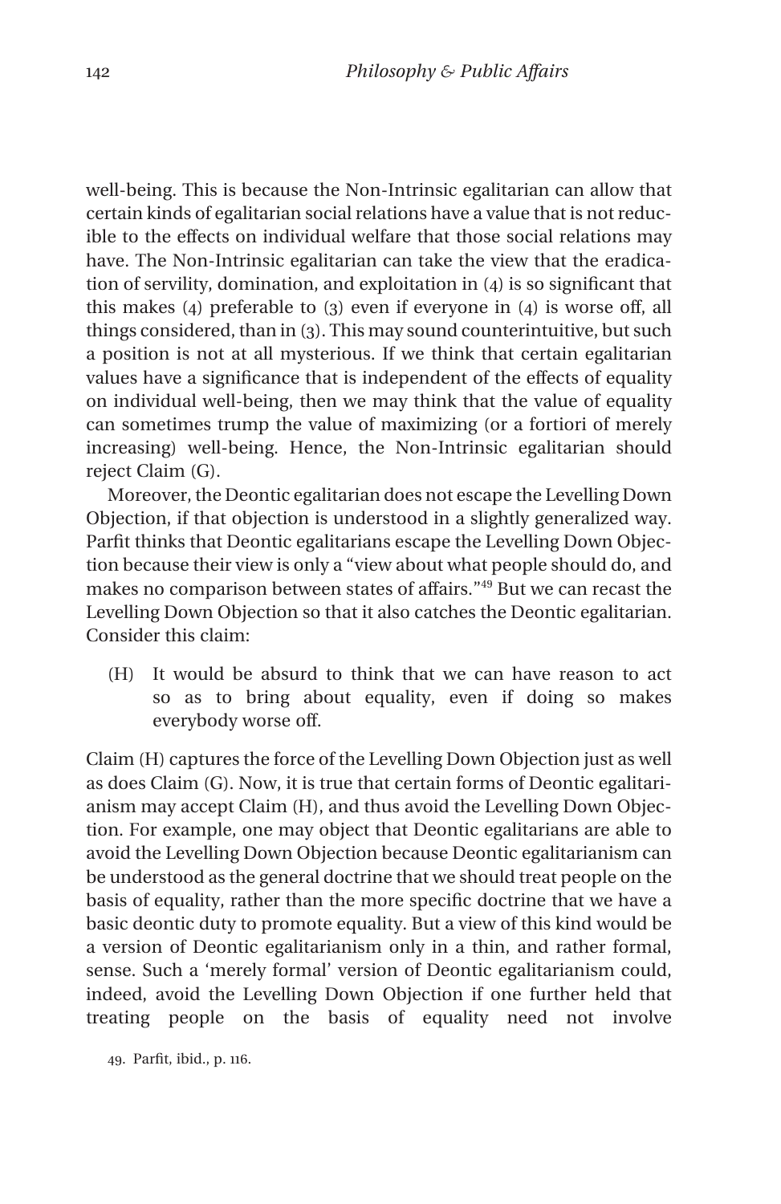well-being. This is because the Non-Intrinsic egalitarian can allow that certain kinds of egalitarian social relations have a value that is not reducible to the effects on individual welfare that those social relations may have. The Non-Intrinsic egalitarian can take the view that the eradication of servility, domination, and exploitation in (4) is so significant that this makes (4) preferable to (3) even if everyone in (4) is worse off, all things considered, than in (3). This may sound counterintuitive, but such a position is not at all mysterious. If we think that certain egalitarian values have a significance that is independent of the effects of equality on individual well-being, then we may think that the value of equality can sometimes trump the value of maximizing (or a fortiori of merely increasing) well-being. Hence, the Non-Intrinsic egalitarian should reject Claim (G).

Moreover, the Deontic egalitarian does not escape the Levelling Down Objection, if that objection is understood in a slightly generalized way. Parfit thinks that Deontic egalitarians escape the Levelling Down Objection because their view is only a "view about what people should do, and makes no comparison between states of affairs."[49] But we can recast the Levelling Down Objection so that it also catches the Deontic egalitarian. Consider this claim:

> (H) It would be absurd to think that we can have reason to act so as to bring about equality, even if doing so makes everybody worse off.

Claim (H) captures the force of the Levelling Down Objection just as well as does Claim (G). Now, it is true that certain forms of Deontic egalitarianism may accept Claim (H), and thus avoid the Levelling Down Objection. For example, one may object that Deontic egalitarians are able to avoid the Levelling Down Objection because Deontic egalitarianism can be understood as the general doctrine that we should treat people on the basis of equality, rather than the more specific doctrine that we have a basic deontic duty to promote equality. But a view of this kind would be a version of Deontic egalitarianism only in a thin, and rather formal, sense. Such a 'merely formal' version of Deontic egalitarianism could, indeed, avoid the Levelling Down Objection if one further held that treating people on the basis of equality need not involve

49. Parfit, ibid., p. 116.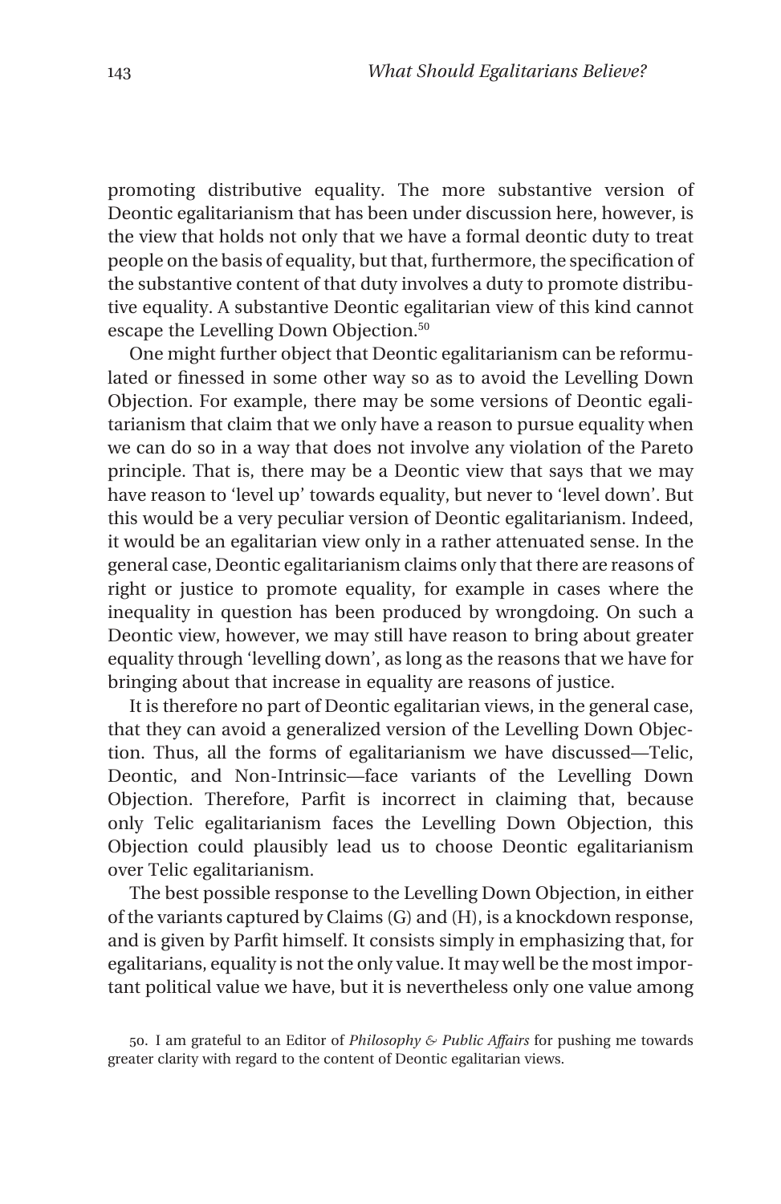promoting distributive equality. The more substantive version of Deontic egalitarianism that has been under discussion here, however, is the view that holds not only that we have a formal deontic duty to treat people on the basis of equality, but that, furthermore, the specification of the substantive content of that duty involves a duty to promote distributive equality. A substantive Deontic egalitarian view of this kind cannot escape the Levelling Down Objection.[50]

One might further object that Deontic egalitarianism can be reformulated or finessed in some other way so as to avoid the Levelling Down Objection. For example, there may be some versions of Deontic egalitarianism that claim that we only have a reason to pursue equality when we can do so in a way that does not involve any violation of the Pareto principle. That is, there may be a Deontic view that says that we may have reason to 'level up' towards equality, but never to 'level down'. But this would be a very peculiar version of Deontic egalitarianism. Indeed, it would be an egalitarian view only in a rather attenuated sense. In the general case, Deontic egalitarianism claims only that there are reasons of right or justice to promote equality, for example in cases where the inequality in question has been produced by wrongdoing. On such a Deontic view, however, we may still have reason to bring about greater equality through 'levelling down', as long as the reasons that we have for bringing about that increase in equality are reasons of justice.

It is therefore no part of Deontic egalitarian views, in the general case, that they can avoid a generalized version of the Levelling Down Objection. Thus, all the forms of egalitarianism we have discussed—Telic, Deontic, and Non-Intrinsic—face variants of the Levelling Down Objection. Therefore, Parfit is incorrect in claiming that, because only Telic egalitarianism faces the Levelling Down Objection, this Objection could plausibly lead us to choose Deontic egalitarianism over Telic egalitarianism.

The best possible response to the Levelling Down Objection, in either of the variants captured by Claims (G) and (H), is a knockdown response, and is given by Parfit himself. It consists simply in emphasizing that, for egalitarians, equality is not the only value. It may well be the most important political value we have, but it is nevertheless only one value among

50. I am grateful to an Editor of *Philosophy & Public Affairs* for pushing me towards greater clarity with regard to the content of Deontic egalitarian views.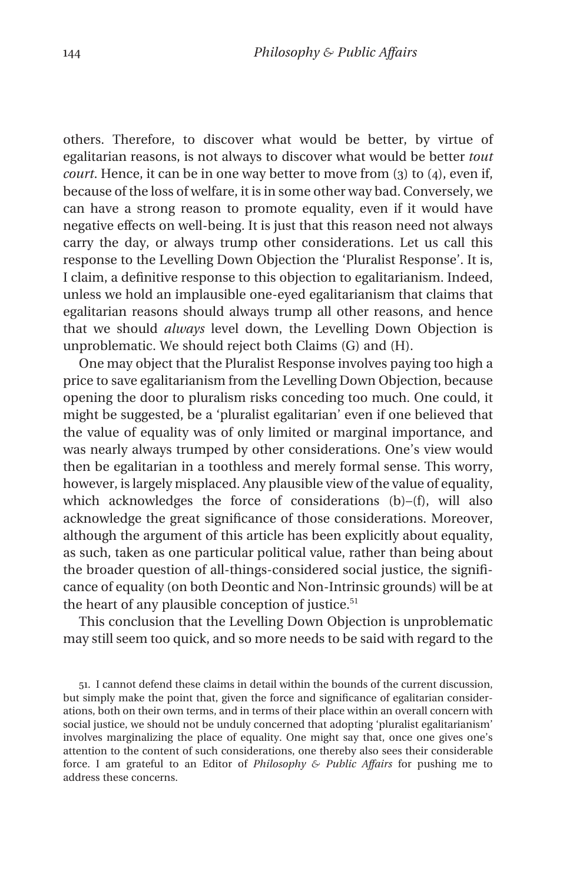others. Therefore, to discover what would be better, by virtue of egalitarian reasons, is not always to discover what would be better *tout court*. Hence, it can be in one way better to move from (3) to (4), even if, because of the loss of welfare, it is in some other way bad. Conversely, we can have a strong reason to promote equality, even if it would have negative effects on well-being. It is just that this reason need not always carry the day, or always trump other considerations. Let us call this response to the Levelling Down Objection the 'Pluralist Response'. It is, I claim, a definitive response to this objection to egalitarianism. Indeed, unless we hold an implausible one-eyed egalitarianism that claims that egalitarian reasons should always trump all other reasons, and hence that we should *always* level down, the Levelling Down Objection is unproblematic. We should reject both Claims (G) and (H).

One may object that the Pluralist Response involves paying too high a price to save egalitarianism from the Levelling Down Objection, because opening the door to pluralism risks conceding too much. One could, it might be suggested, be a 'pluralist egalitarian' even if one believed that the value of equality was of only limited or marginal importance, and was nearly always trumped by other considerations. One's view would then be egalitarian in a toothless and merely formal sense. This worry, however, is largely misplaced. Any plausible view of the value of equality, which acknowledges the force of considerations (b)–(f), will also acknowledge the great significance of those considerations. Moreover, although the argument of this article has been explicitly about equality, as such, taken as one particular political value, rather than being about the broader question of all-things-considered social justice, the significance of equality (on both Deontic and Non-Intrinsic grounds) will be at the heart of any plausible conception of justice.[51]

This conclusion that the Levelling Down Objection is unproblematic may still seem too quick, and so more needs to be said with regard to the

51. I cannot defend these claims in detail within the bounds of the current discussion, but simply make the point that, given the force and significance of egalitarian considerations, both on their own terms, and in terms of their place within an overall concern with social justice, we should not be unduly concerned that adopting 'pluralist egalitarianism' involves marginalizing the place of equality. One might say that, once one gives one's attention to the content of such considerations, one thereby also sees their considerable force. I am grateful to an Editor of *Philosophy & Public Affairs* for pushing me to address these concerns.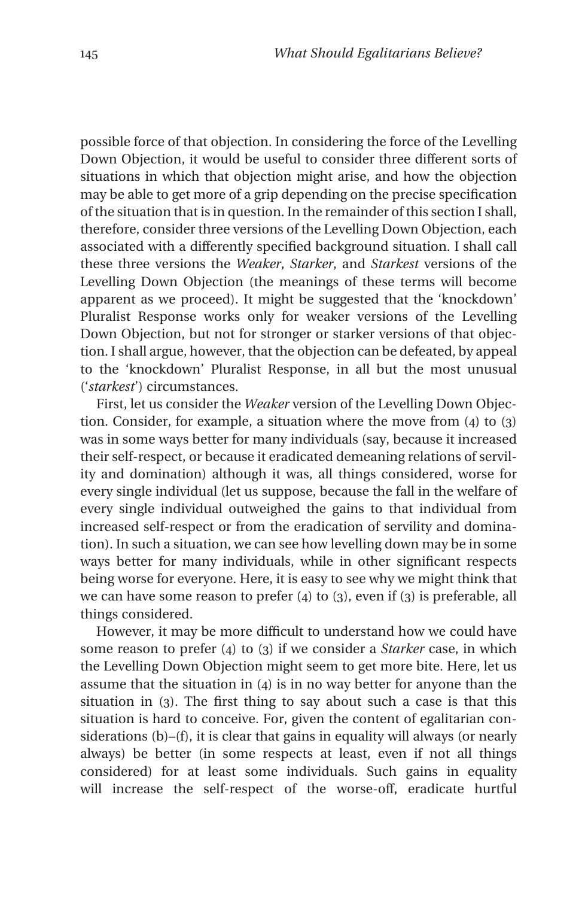possible force of that objection. In considering the force of the Levelling Down Objection, it would be useful to consider three different sorts of situations in which that objection might arise, and how the objection may be able to get more of a grip depending on the precise specification of the situation that is in question. In the remainder of this section I shall, therefore, consider three versions of the Levelling Down Objection, each associated with a differently specified background situation. I shall call these three versions the *Weaker*, *Starker*, and *Starkest* versions of the Levelling Down Objection (the meanings of these terms will become apparent as we proceed). It might be suggested that the 'knockdown' Pluralist Response works only for weaker versions of the Levelling Down Objection, but not for stronger or starker versions of that objection. I shall argue, however, that the objection can be defeated, by appeal to the 'knockdown' Pluralist Response, in all but the most unusual ('*starkest*') circumstances.

First, let us consider the *Weaker* version of the Levelling Down Objection. Consider, for example, a situation where the move from (4) to (3) was in some ways better for many individuals (say, because it increased their self-respect, or because it eradicated demeaning relations of servility and domination) although it was, all things considered, worse for every single individual (let us suppose, because the fall in the welfare of every single individual outweighed the gains to that individual from increased self-respect or from the eradication of servility and domination). In such a situation, we can see how levelling down may be in some ways better for many individuals, while in other significant respects being worse for everyone. Here, it is easy to see why we might think that we can have some reason to prefer (4) to (3), even if (3) is preferable, all things considered.

However, it may be more difficult to understand how we could have some reason to prefer (4) to (3) if we consider a *Starker* case, in which the Levelling Down Objection might seem to get more bite. Here, let us assume that the situation in (4) is in no way better for anyone than the situation in (3). The first thing to say about such a case is that this situation is hard to conceive. For, given the content of egalitarian considerations (b)–(f), it is clear that gains in equality will always (or nearly always) be better (in some respects at least, even if not all things considered) for at least some individuals. Such gains in equality will increase the self-respect of the worse-off, eradicate hurtful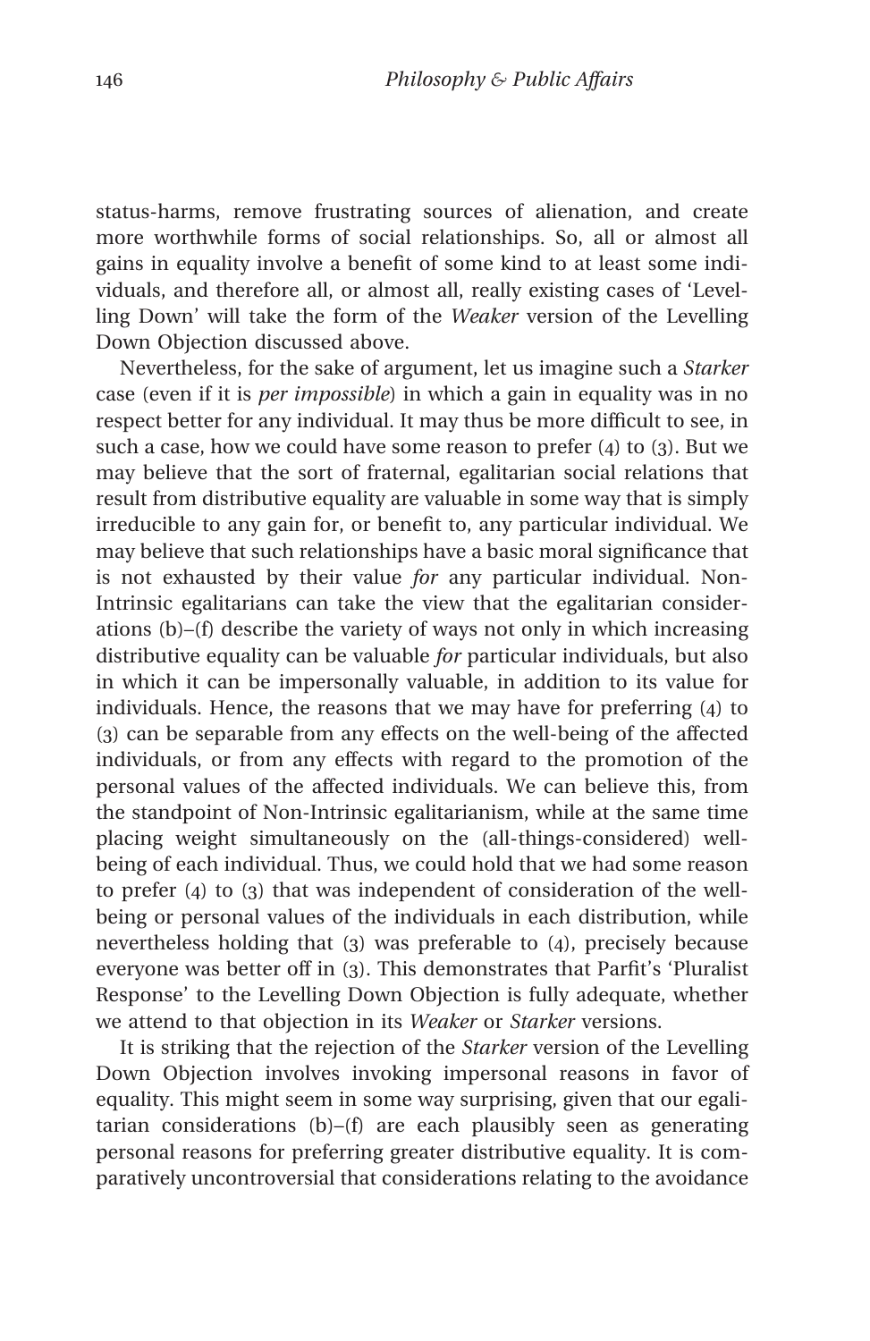status-harms, remove frustrating sources of alienation, and create more worthwhile forms of social relationships. So, all or almost all gains in equality involve a benefit of some kind to at least some individuals, and therefore all, or almost all, really existing cases of 'Levelling Down' will take the form of the *Weaker* version of the Levelling Down Objection discussed above.

Nevertheless, for the sake of argument, let us imagine such a *Starker* case (even if it is *per impossible*) in which a gain in equality was in no respect better for any individual. It may thus be more difficult to see, in such a case, how we could have some reason to prefer (4) to (3). But we may believe that the sort of fraternal, egalitarian social relations that result from distributive equality are valuable in some way that is simply irreducible to any gain for, or benefit to, any particular individual. We may believe that such relationships have a basic moral significance that is not exhausted by their value *for* any particular individual. Non-Intrinsic egalitarians can take the view that the egalitarian considerations (b)–(f) describe the variety of ways not only in which increasing distributive equality can be valuable *for* particular individuals, but also in which it can be impersonally valuable, in addition to its value for individuals. Hence, the reasons that we may have for preferring (4) to (3) can be separable from any effects on the well-being of the affected individuals, or from any effects with regard to the promotion of the personal values of the affected individuals. We can believe this, from the standpoint of Non-Intrinsic egalitarianism, while at the same time placing weight simultaneously on the (all-things-considered) well-being of each individual. Thus, we could hold that we had some reason to prefer (4) to (3) that was independent of consideration of the well-being or personal values of the individuals in each distribution, while nevertheless holding that (3) was preferable to (4), precisely because everyone was better off in (3). This demonstrates that Parfit's 'Pluralist Response' to the Levelling Down Objection is fully adequate, whether we attend to that objection in its *Weaker* or *Starker* versions.

It is striking that the rejection of the *Starker* version of the Levelling Down Objection involves invoking impersonal reasons in favor of equality. This might seem in some way surprising, given that our egalitarian considerations (b)–(f) are each plausibly seen as generating personal reasons for preferring greater distributive equality. It is comparatively uncontroversial that considerations relating to the avoidance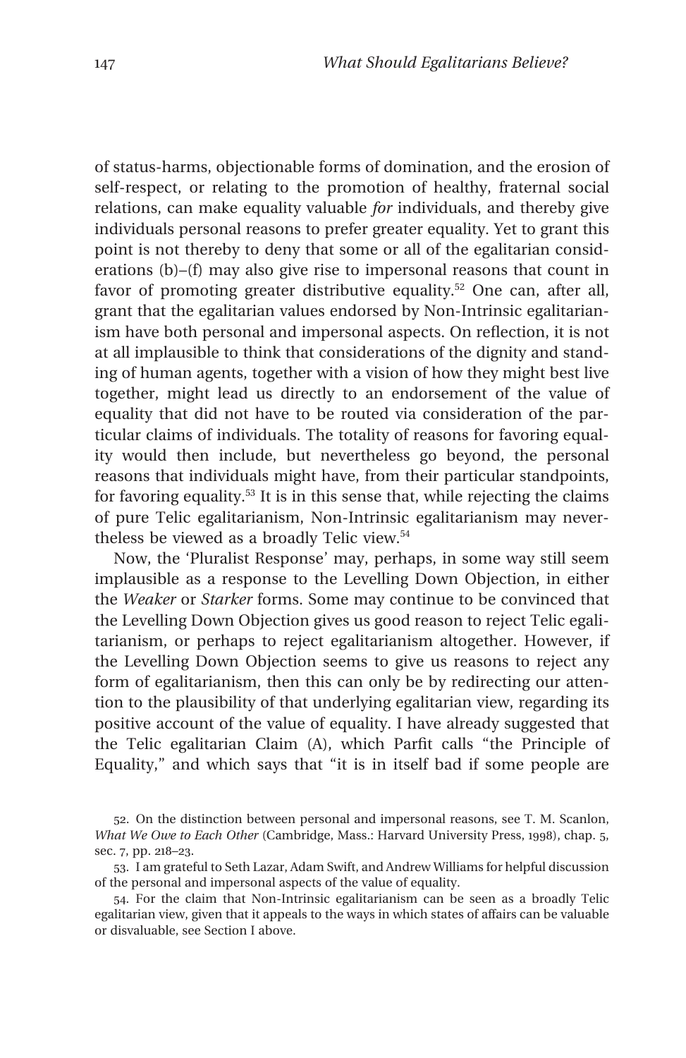of status-harms, objectionable forms of domination, and the erosion of self-respect, or relating to the promotion of healthy, fraternal social relations, can make equality valuable *for* individuals, and thereby give individuals personal reasons to prefer greater equality. Yet to grant this point is not thereby to deny that some or all of the egalitarian considerations (b)–(f) may also give rise to impersonal reasons that count in favor of promoting greater distributive equality.[52] One can, after all, grant that the egalitarian values endorsed by Non-Intrinsic egalitarianism have both personal and impersonal aspects. On reflection, it is not at all implausible to think that considerations of the dignity and standing of human agents, together with a vision of how they might best live together, might lead us directly to an endorsement of the value of equality that did not have to be routed via consideration of the particular claims of individuals. The totality of reasons for favoring equality would then include, but nevertheless go beyond, the personal reasons that individuals might have, from their particular standpoints, for favoring equality.[53] It is in this sense that, while rejecting the claims of pure Telic egalitarianism, Non-Intrinsic egalitarianism may nevertheless be viewed as a broadly Telic view.[54]

Now, the 'Pluralist Response' may, perhaps, in some way still seem implausible as a response to the Levelling Down Objection, in either the *Weaker* or *Starker* forms. Some may continue to be convinced that the Levelling Down Objection gives us good reason to reject Telic egalitarianism, or perhaps to reject egalitarianism altogether. However, if the Levelling Down Objection seems to give us reasons to reject any form of egalitarianism, then this can only be by redirecting our attention to the plausibility of that underlying egalitarian view, regarding its positive account of the value of equality. I have already suggested that the Telic egalitarian Claim (A), which Parfit calls "the Principle of Equality," and which says that "it is in itself bad if some people are

52. On the distinction between personal and impersonal reasons, see T. M. Scanlon, *What We Owe to Each Other* (Cambridge, Mass.: Harvard University Press, 1998), chap. 5, sec. 7, pp. 218–23.

53. I am grateful to Seth Lazar, Adam Swift, and Andrew Williams for helpful discussion of the personal and impersonal aspects of the value of equality.

54. For the claim that Non-Intrinsic egalitarianism can be seen as a broadly Telic egalitarian view, given that it appeals to the ways in which states of affairs can be valuable or disvaluable, see Section I above.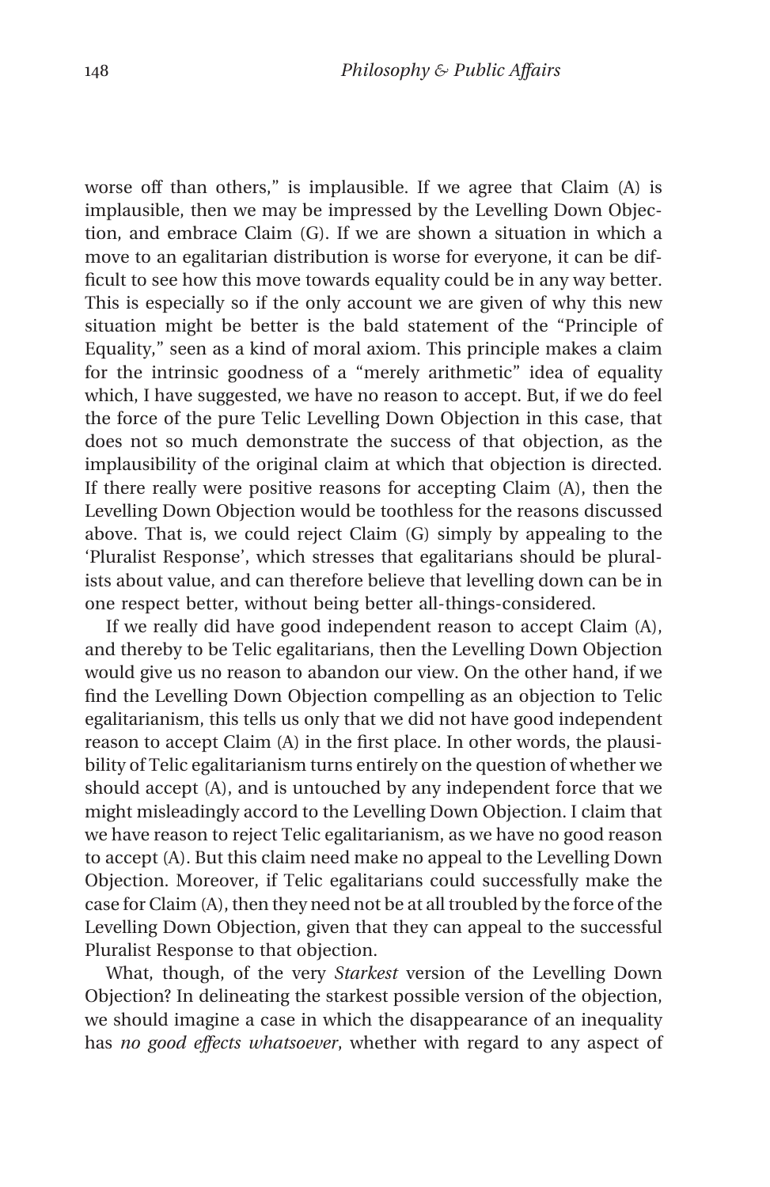worse off than others," is implausible. If we agree that Claim (A) is implausible, then we may be impressed by the Levelling Down Objection, and embrace Claim (G). If we are shown a situation in which a move to an egalitarian distribution is worse for everyone, it can be difficult to see how this move towards equality could be in any way better. This is especially so if the only account we are given of why this new situation might be better is the bald statement of the "Principle of Equality," seen as a kind of moral axiom. This principle makes a claim for the intrinsic goodness of a "merely arithmetic" idea of equality which, I have suggested, we have no reason to accept. But, if we do feel the force of the pure Telic Levelling Down Objection in this case, that does not so much demonstrate the success of that objection, as the implausibility of the original claim at which that objection is directed. If there really were positive reasons for accepting Claim (A), then the Levelling Down Objection would be toothless for the reasons discussed above. That is, we could reject Claim (G) simply by appealing to the 'Pluralist Response', which stresses that egalitarians should be pluralists about value, and can therefore believe that levelling down can be in one respect better, without being better all-things-considered.

If we really did have good independent reason to accept Claim (A), and thereby to be Telic egalitarians, then the Levelling Down Objection would give us no reason to abandon our view. On the other hand, if we find the Levelling Down Objection compelling as an objection to Telic egalitarianism, this tells us only that we did not have good independent reason to accept Claim (A) in the first place. In other words, the plausibility of Telic egalitarianism turns entirely on the question of whether we should accept (A), and is untouched by any independent force that we might misleadingly accord to the Levelling Down Objection. I claim that we have reason to reject Telic egalitarianism, as we have no good reason to accept (A). But this claim need make no appeal to the Levelling Down Objection. Moreover, if Telic egalitarians could successfully make the case for Claim (A), then they need not be at all troubled by the force of the Levelling Down Objection, given that they can appeal to the successful Pluralist Response to that objection.

What, though, of the very *Starkest* version of the Levelling Down Objection? In delineating the starkest possible version of the objection, we should imagine a case in which the disappearance of an inequality has *no good effects whatsoever*, whether with regard to any aspect of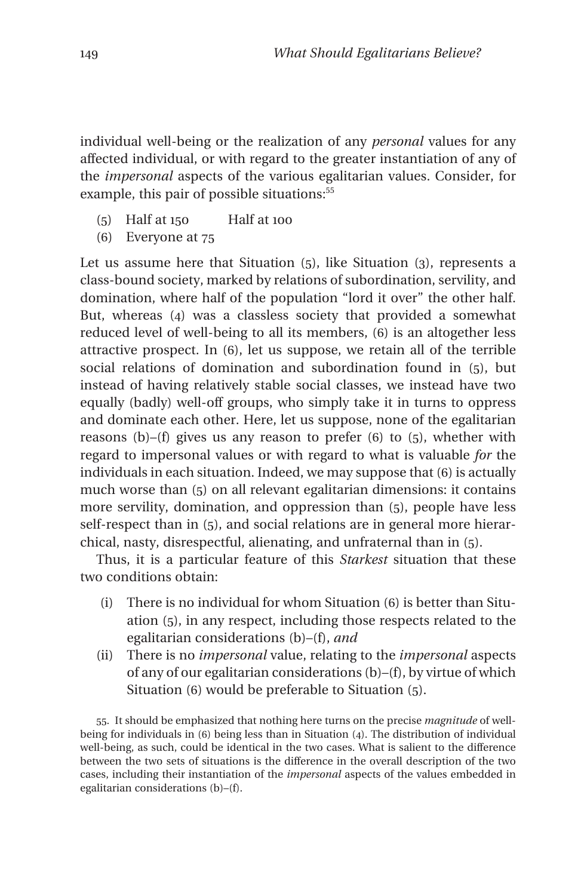individual well-being or the realization of any *personal* values for any affected individual, or with regard to the greater instantiation of any of the *impersonal* aspects of the various egalitarian values. Consider, for example, this pair of possible situations:[55]

(5) Half at 150 Half at 100
(6) Everyone at 75

Let us assume here that Situation (5), like Situation (3), represents a class-bound society, marked by relations of subordination, servility, and domination, where half of the population "lord it over" the other half. But, whereas (4) was a classless society that provided a somewhat reduced level of well-being to all its members, (6) is an altogether less attractive prospect. In (6), let us suppose, we retain all of the terrible social relations of domination and subordination found in (5), but instead of having relatively stable social classes, we instead have two equally (badly) well-off groups, who simply take it in turns to oppress and dominate each other. Here, let us suppose, none of the egalitarian reasons (b)–(f) gives us any reason to prefer (6) to (5), whether with regard to impersonal values or with regard to what is valuable *for* the individuals in each situation. Indeed, we may suppose that (6) is actually much worse than (5) on all relevant egalitarian dimensions: it contains more servility, domination, and oppression than (5), people have less self-respect than in (5), and social relations are in general more hierarchical, nasty, disrespectful, alienating, and unfraternal than in (5).

Thus, it is a particular feature of this *Starkest* situation that these two conditions obtain:

(i) There is no individual for whom Situation (6) is better than Situation (5), in any respect, including those respects related to the egalitarian considerations (b)–(f), *and*
(ii) There is no *impersonal* value, relating to the *impersonal* aspects of any of our egalitarian considerations (b)–(f), by virtue of which Situation (6) would be preferable to Situation (5).

55. It should be emphasized that nothing here turns on the precise *magnitude* of well-being for individuals in (6) being less than in Situation (4). The distribution of individual well-being, as such, could be identical in the two cases. What is salient to the difference between the two sets of situations is the difference in the overall description of the two cases, including their instantiation of the *impersonal* aspects of the values embedded in egalitarian considerations (b)–(f).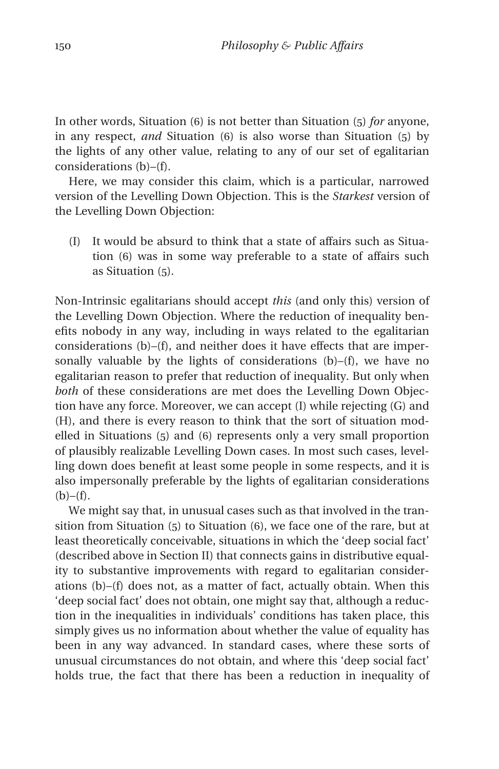In other words, Situation (6) is not better than Situation (5) *for* anyone, in any respect, *and* Situation (6) is also worse than Situation (5) by the lights of any other value, relating to any of our set of egalitarian considerations (b)–(f).

Here, we may consider this claim, which is a particular, narrowed version of the Levelling Down Objection. This is the *Starkest* version of the Levelling Down Objection:

(I) It would be absurd to think that a state of affairs such as Situation (6) was in some way preferable to a state of affairs such as Situation (5).

Non-Intrinsic egalitarians should accept *this* (and only this) version of the Levelling Down Objection. Where the reduction of inequality benefits nobody in any way, including in ways related to the egalitarian considerations (b)–(f), and neither does it have effects that are impersonally valuable by the lights of considerations (b)–(f), we have no egalitarian reason to prefer that reduction of inequality. But only when *both* of these considerations are met does the Levelling Down Objection have any force. Moreover, we can accept (I) while rejecting (G) and (H), and there is every reason to think that the sort of situation modelled in Situations (5) and (6) represents only a very small proportion of plausibly realizable Levelling Down cases. In most such cases, levelling down does benefit at least some people in some respects, and it is also impersonally preferable by the lights of egalitarian considerations (b)–(f).

We might say that, in unusual cases such as that involved in the transition from Situation (5) to Situation (6), we face one of the rare, but at least theoretically conceivable, situations in which the 'deep social fact' (described above in Section II) that connects gains in distributive equality to substantive improvements with regard to egalitarian considerations (b)–(f) does not, as a matter of fact, actually obtain. When this 'deep social fact' does not obtain, one might say that, although a reduction in the inequalities in individuals' conditions has taken place, this simply gives us no information about whether the value of equality has been in any way advanced. In standard cases, where these sorts of unusual circumstances do not obtain, and where this 'deep social fact' holds true, the fact that there has been a reduction in inequality of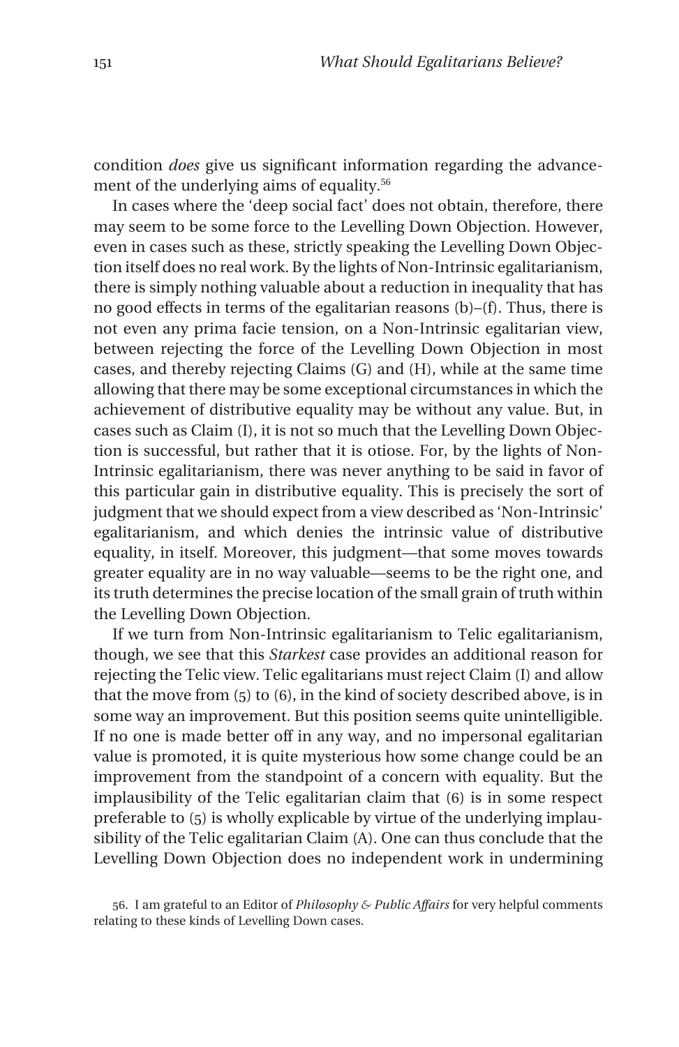condition *does* give us significant information regarding the advancement of the underlying aims of equality.[56]

In cases where the 'deep social fact' does not obtain, therefore, there may seem to be some force to the Levelling Down Objection. However, even in cases such as these, strictly speaking the Levelling Down Objection itself does no real work. By the lights of Non-Intrinsic egalitarianism, there is simply nothing valuable about a reduction in inequality that has no good effects in terms of the egalitarian reasons (b)–(f). Thus, there is not even any prima facie tension, on a Non-Intrinsic egalitarian view, between rejecting the force of the Levelling Down Objection in most cases, and thereby rejecting Claims (G) and (H), while at the same time allowing that there may be some exceptional circumstances in which the achievement of distributive equality may be without any value. But, in cases such as Claim (I), it is not so much that the Levelling Down Objection is successful, but rather that it is otiose. For, by the lights of Non-Intrinsic egalitarianism, there was never anything to be said in favor of this particular gain in distributive equality. This is precisely the sort of judgment that we should expect from a view described as 'Non-Intrinsic' egalitarianism, and which denies the intrinsic value of distributive equality, in itself. Moreover, this judgment—that some moves towards greater equality are in no way valuable—seems to be the right one, and its truth determines the precise location of the small grain of truth within the Levelling Down Objection.

If we turn from Non-Intrinsic egalitarianism to Telic egalitarianism, though, we see that this *Starkest* case provides an additional reason for rejecting the Telic view. Telic egalitarians must reject Claim (I) and allow that the move from (5) to (6), in the kind of society described above, is in some way an improvement. But this position seems quite unintelligible. If no one is made better off in any way, and no impersonal egalitarian value is promoted, it is quite mysterious how some change could be an improvement from the standpoint of a concern with equality. But the implausibility of the Telic egalitarian claim that (6) is in some respect preferable to (5) is wholly explicable by virtue of the underlying implausibility of the Telic egalitarian Claim (A). One can thus conclude that the Levelling Down Objection does no independent work in undermining

56. I am grateful to an Editor of *Philosophy & Public Affairs* for very helpful comments relating to these kinds of Levelling Down cases.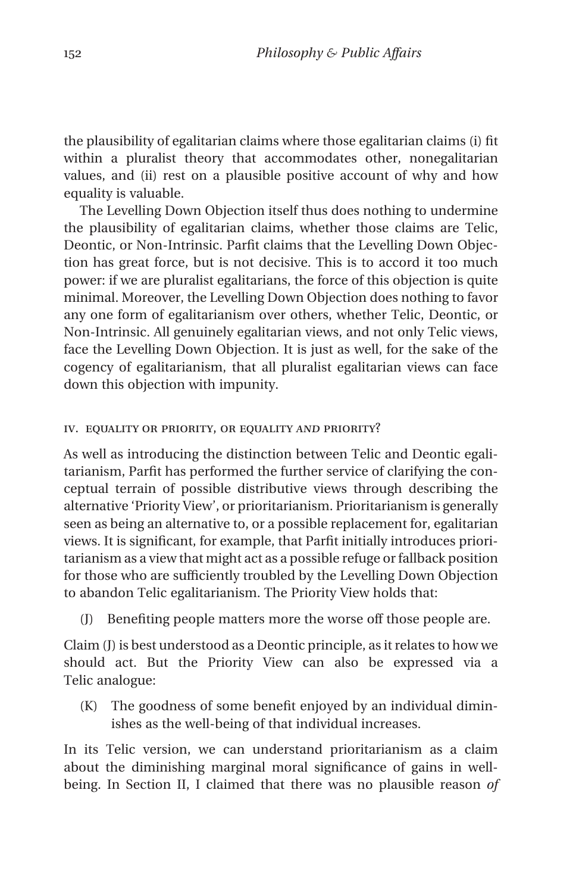the plausibility of egalitarian claims where those egalitarian claims (i) fit within a pluralist theory that accommodates other, nonegalitarian values, and (ii) rest on a plausible positive account of why and how equality is valuable.

The Levelling Down Objection itself thus does nothing to undermine the plausibility of egalitarian claims, whether those claims are Telic, Deontic, or Non-Intrinsic. Parfit claims that the Levelling Down Objection has great force, but is not decisive. This is to accord it too much power: if we are pluralist egalitarians, the force of this objection is quite minimal. Moreover, the Levelling Down Objection does nothing to favor any one form of egalitarianism over others, whether Telic, Deontic, or Non-Intrinsic. All genuinely egalitarian views, and not only Telic views, face the Levelling Down Objection. It is just as well, for the sake of the cogency of egalitarianism, that all pluralist egalitarian views can face down this objection with impunity.

## IV. EQUALITY OR PRIORITY, OR EQUALITY *AND* PRIORITY?

As well as introducing the distinction between Telic and Deontic egalitarianism, Parfit has performed the further service of clarifying the conceptual terrain of possible distributive views through describing the alternative 'Priority View', or prioritarianism. Prioritarianism is generally seen as being an alternative to, or a possible replacement for, egalitarian views. It is significant, for example, that Parfit initially introduces prioritarianism as a view that might act as a possible refuge or fallback position for those who are sufficiently troubled by the Levelling Down Objection to abandon Telic egalitarianism. The Priority View holds that:

(J) Benefiting people matters more the worse off those people are.

Claim (J) is best understood as a Deontic principle, as it relates to how we should act. But the Priority View can also be expressed via a Telic analogue:

(K) The goodness of some benefit enjoyed by an individual diminishes as the well-being of that individual increases.

In its Telic version, we can understand prioritarianism as a claim about the diminishing marginal moral significance of gains in well-being. In Section II, I claimed that there was no plausible reason *of*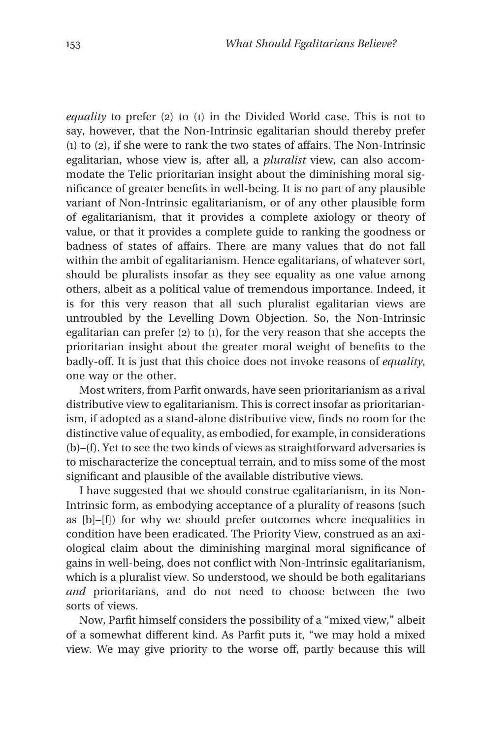*equality* to prefer (2) to (1) in the Divided World case. This is not to say, however, that the Non-Intrinsic egalitarian should thereby prefer (1) to (2), if she were to rank the two states of affairs. The Non-Intrinsic egalitarian, whose view is, after all, a *pluralist* view, can also accommodate the Telic prioritarian insight about the diminishing moral significance of greater benefits in well-being. It is no part of any plausible variant of Non-Intrinsic egalitarianism, or of any other plausible form of egalitarianism, that it provides a complete axiology or theory of value, or that it provides a complete guide to ranking the goodness or badness of states of affairs. There are many values that do not fall within the ambit of egalitarianism. Hence egalitarians, of whatever sort, should be pluralists insofar as they see equality as one value among others, albeit as a political value of tremendous importance. Indeed, it is for this very reason that all such pluralist egalitarian views are untroubled by the Levelling Down Objection. So, the Non-Intrinsic egalitarian can prefer (2) to (1), for the very reason that she accepts the prioritarian insight about the greater moral weight of benefits to the badly-off. It is just that this choice does not invoke reasons of *equality*, one way or the other.

Most writers, from Parfit onwards, have seen prioritarianism as a rival distributive view to egalitarianism. This is correct insofar as prioritarianism, if adopted as a stand-alone distributive view, finds no room for the distinctive value of equality, as embodied, for example, in considerations (b)–(f). Yet to see the two kinds of views as straightforward adversaries is to mischaracterize the conceptual terrain, and to miss some of the most significant and plausible of the available distributive views.

I have suggested that we should construe egalitarianism, in its Non-Intrinsic form, as embodying acceptance of a plurality of reasons (such as [b]–[f]) for why we should prefer outcomes where inequalities in condition have been eradicated. The Priority View, construed as an axiological claim about the diminishing marginal moral significance of gains in well-being, does not conflict with Non-Intrinsic egalitarianism, which is a pluralist view. So understood, we should be both egalitarians *and* prioritarians, and do not need to choose between the two sorts of views.

Now, Parfit himself considers the possibility of a "mixed view," albeit of a somewhat different kind. As Parfit puts it, "we may hold a mixed view. We may give priority to the worse off, partly because this will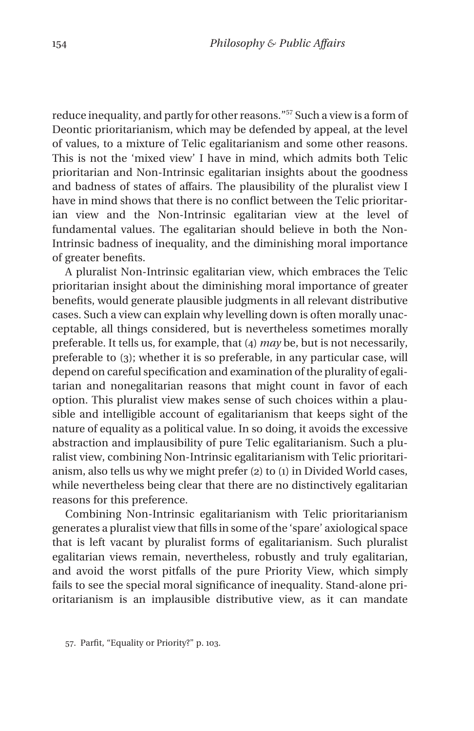reduce inequality, and partly for other reasons."[57] Such a view is a form of Deontic prioritarianism, which may be defended by appeal, at the level of values, to a mixture of Telic egalitarianism and some other reasons. This is not the 'mixed view' I have in mind, which admits both Telic prioritarian and Non-Intrinsic egalitarian insights about the goodness and badness of states of affairs. The plausibility of the pluralist view I have in mind shows that there is no conflict between the Telic prioritarian view and the Non-Intrinsic egalitarian view at the level of fundamental values. The egalitarian should believe in both the Non-Intrinsic badness of inequality, and the diminishing moral importance of greater benefits.

A pluralist Non-Intrinsic egalitarian view, which embraces the Telic prioritarian insight about the diminishing moral importance of greater benefits, would generate plausible judgments in all relevant distributive cases. Such a view can explain why levelling down is often morally unacceptable, all things considered, but is nevertheless sometimes morally preferable. It tells us, for example, that (4) *may* be, but is not necessarily, preferable to (3); whether it is so preferable, in any particular case, will depend on careful specification and examination of the plurality of egalitarian and nonegalitarian reasons that might count in favor of each option. This pluralist view makes sense of such choices within a plausible and intelligible account of egalitarianism that keeps sight of the nature of equality as a political value. In so doing, it avoids the excessive abstraction and implausibility of pure Telic egalitarianism. Such a pluralist view, combining Non-Intrinsic egalitarianism with Telic prioritarianism, also tells us why we might prefer (2) to (1) in Divided World cases, while nevertheless being clear that there are no distinctively egalitarian reasons for this preference.

Combining Non-Intrinsic egalitarianism with Telic prioritarianism generates a pluralist view that fills in some of the 'spare' axiological space that is left vacant by pluralist forms of egalitarianism. Such pluralist egalitarian views remain, nevertheless, robustly and truly egalitarian, and avoid the worst pitfalls of the pure Priority View, which simply fails to see the special moral significance of inequality. Stand-alone prioritarianism is an implausible distributive view, as it can mandate

57. Parfit, "Equality or Priority?" p. 103.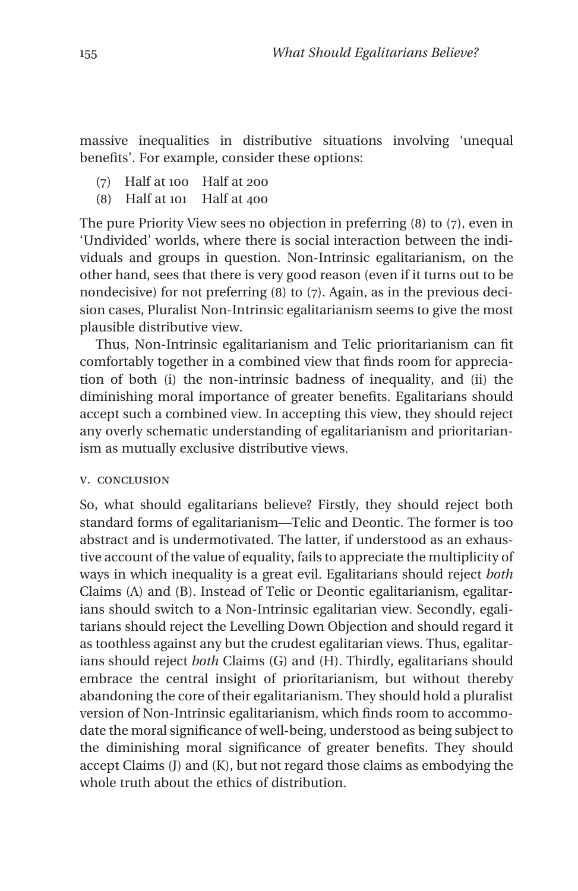massive inequalities in distributive situations involving 'unequal benefits'. For example, consider these options:

(7) Half at 100 Half at 200
(8) Half at 101 Half at 400

The pure Priority View sees no objection in preferring (8) to (7), even in 'Undivided' worlds, where there is social interaction between the individuals and groups in question. Non-Intrinsic egalitarianism, on the other hand, sees that there is very good reason (even if it turns out to be nondecisive) for not preferring (8) to (7). Again, as in the previous decision cases, Pluralist Non-Intrinsic egalitarianism seems to give the most plausible distributive view.

Thus, Non-Intrinsic egalitarianism and Telic prioritarianism can fit comfortably together in a combined view that finds room for appreciation of both (i) the non-intrinsic badness of inequality, and (ii) the diminishing moral importance of greater benefits. Egalitarians should accept such a combined view. In accepting this view, they should reject any overly schematic understanding of egalitarianism and prioritarianism as mutually exclusive distributive views.

## V. CONCLUSION

So, what should egalitarians believe? Firstly, they should reject both standard forms of egalitarianism—Telic and Deontic. The former is too abstract and is undermotivated. The latter, if understood as an exhaustive account of the value of equality, fails to appreciate the multiplicity of ways in which inequality is a great evil. Egalitarians should reject *both* Claims (A) and (B). Instead of Telic or Deontic egalitarianism, egalitarians should switch to a Non-Intrinsic egalitarian view. Secondly, egalitarians should reject the Levelling Down Objection and should regard it as toothless against any but the crudest egalitarian views. Thus, egalitarians should reject *both* Claims (G) and (H). Thirdly, egalitarians should embrace the central insight of prioritarianism, but without thereby abandoning the core of their egalitarianism. They should hold a pluralist version of Non-Intrinsic egalitarianism, which finds room to accommodate the moral significance of well-being, understood as being subject to the diminishing moral significance of greater benefits. They should accept Claims (J) and (K), but not regard those claims as embodying the whole truth about the ethics of distribution.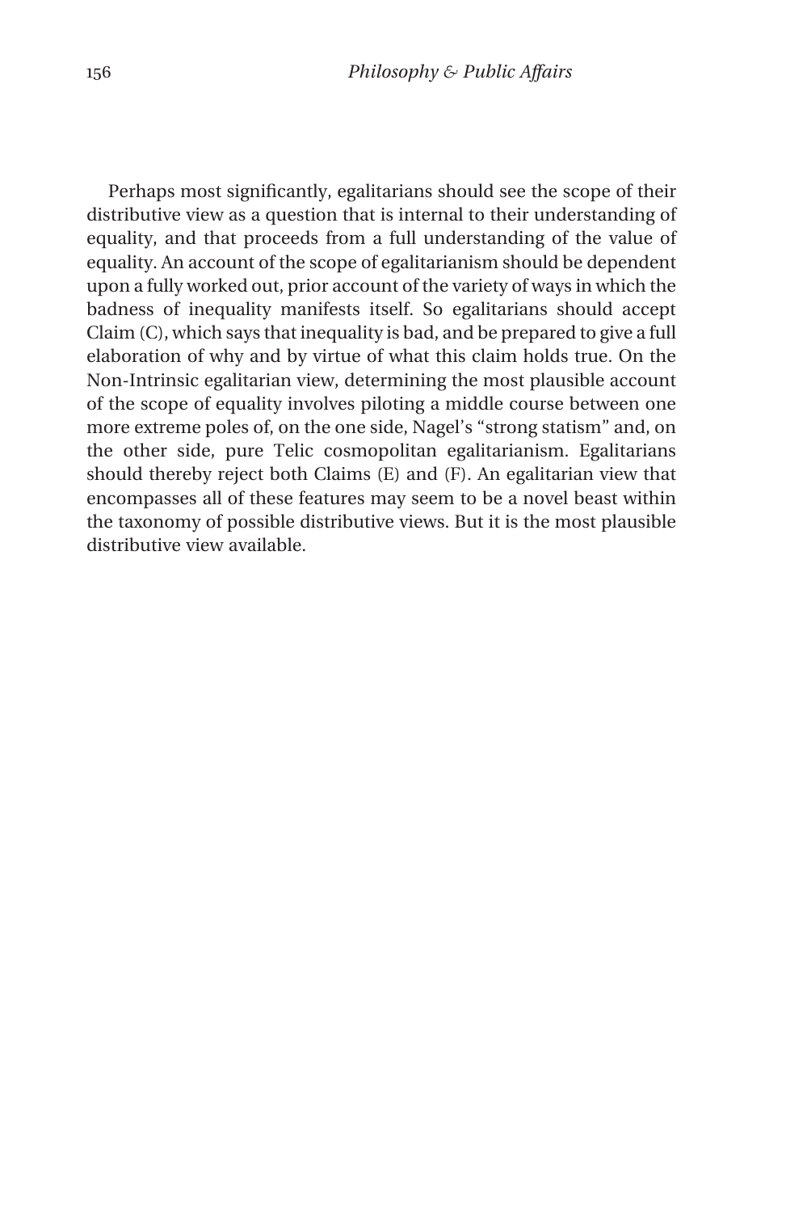Perhaps most significantly, egalitarians should see the scope of their distributive view as a question that is internal to their understanding of equality, and that proceeds from a full understanding of the value of equality. An account of the scope of egalitarianism should be dependent upon a fully worked out, prior account of the variety of ways in which the badness of inequality manifests itself. So egalitarians should accept Claim (C), which says that inequality is bad, and be prepared to give a full elaboration of why and by virtue of what this claim holds true. On the Non-Intrinsic egalitarian view, determining the most plausible account of the scope of equality involves piloting a middle course between one more extreme poles of, on the one side, Nagel's "strong statism" and, on the other side, pure Telic cosmopolitan egalitarianism. Egalitarians should thereby reject both Claims (E) and (F). An egalitarian view that encompasses all of these features may seem to be a novel beast within the taxonomy of possible distributive views. But it is the most plausible distributive view available.